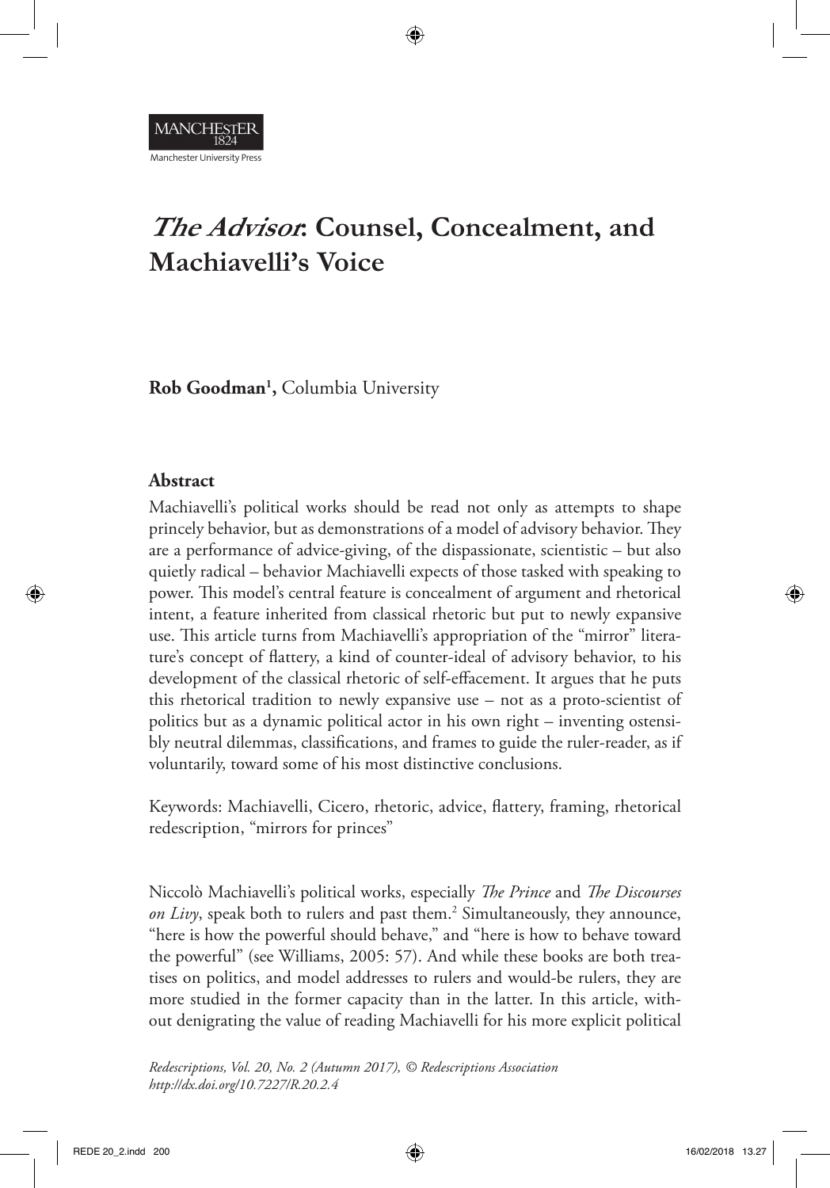# *The Advisor*: Counsel, Concealment, and Machiavelli's Voice

**Rob Goodman[1],** Columbia University

## Abstract

Machiavelli's political works should be read not only as attempts to shape princely behavior, but as demonstrations of a model of advisory behavior. They are a performance of advice-giving, of the dispassionate, scientistic – but also quietly radical – behavior Machiavelli expects of those tasked with speaking to power. This model's central feature is concealment of argument and rhetorical intent, a feature inherited from classical rhetoric but put to newly expansive use. This article turns from Machiavelli's appropriation of the "mirror" literature's concept of flattery, a kind of counter-ideal of advisory behavior, to his development of the classical rhetoric of self-effacement. It argues that he puts this rhetorical tradition to newly expansive use – not as a proto-scientist of politics but as a dynamic political actor in his own right – inventing ostensibly neutral dilemmas, classifications, and frames to guide the ruler-reader, as if voluntarily, toward some of his most distinctive conclusions.

Keywords: Machiavelli, Cicero, rhetoric, advice, flattery, framing, rhetorical redescription, "mirrors for princes"

Niccolò Machiavelli's political works, especially *The Prince* and *The Discourses on Livy*, speak both to rulers and past them.[2] Simultaneously, they announce, "here is how the powerful should behave," and "here is how to behave toward the powerful" (see Williams, 2005: 57). And while these books are both treatises on politics, and model addresses to rulers and would-be rulers, they are more studied in the former capacity than in the latter. In this article, without denigrating the value of reading Machiavelli for his more explicit political

*Redescriptions, Vol. 20, No. 2 (Autumn 2017), © Redescriptions Association*
*http://dx.doi.org/10.7227/R.20.2.4*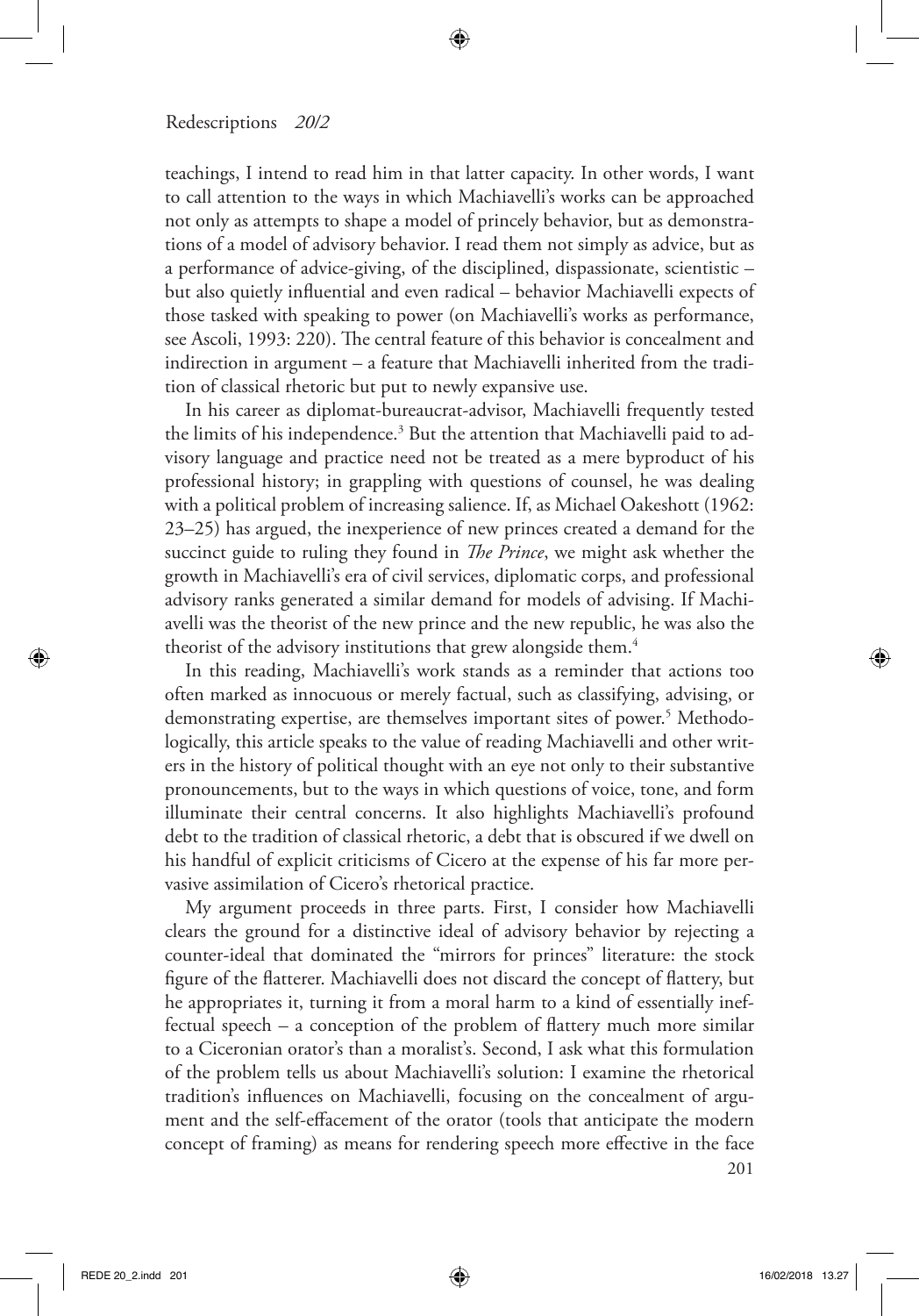teachings, I intend to read him in that latter capacity. In other words, I want to call attention to the ways in which Machiavelli's works can be approached not only as attempts to shape a model of princely behavior, but as demonstrations of a model of advisory behavior. I read them not simply as advice, but as a performance of advice-giving, of the disciplined, dispassionate, scientistic – but also quietly influential and even radical – behavior Machiavelli expects of those tasked with speaking to power (on Machiavelli's works as performance, see Ascoli, 1993: 220). The central feature of this behavior is concealment and indirection in argument – a feature that Machiavelli inherited from the tradition of classical rhetoric but put to newly expansive use.

In his career as diplomat-bureaucrat-advisor, Machiavelli frequently tested the limits of his independence.[3] But the attention that Machiavelli paid to advisory language and practice need not be treated as a mere byproduct of his professional history; in grappling with questions of counsel, he was dealing with a political problem of increasing salience. If, as Michael Oakeshott (1962: 23–25) has argued, the inexperience of new princes created a demand for the succinct guide to ruling they found in *The Prince*, we might ask whether the growth in Machiavelli's era of civil services, diplomatic corps, and professional advisory ranks generated a similar demand for models of advising. If Machiavelli was the theorist of the new prince and the new republic, he was also the theorist of the advisory institutions that grew alongside them.[4]

In this reading, Machiavelli's work stands as a reminder that actions too often marked as innocuous or merely factual, such as classifying, advising, or demonstrating expertise, are themselves important sites of power.[5] Methodologically, this article speaks to the value of reading Machiavelli and other writers in the history of political thought with an eye not only to their substantive pronouncements, but to the ways in which questions of voice, tone, and form illuminate their central concerns. It also highlights Machiavelli's profound debt to the tradition of classical rhetoric, a debt that is obscured if we dwell on his handful of explicit criticisms of Cicero at the expense of his far more pervasive assimilation of Cicero's rhetorical practice.

My argument proceeds in three parts. First, I consider how Machiavelli clears the ground for a distinctive ideal of advisory behavior by rejecting a counter-ideal that dominated the "mirrors for princes" literature: the stock figure of the flatterer. Machiavelli does not discard the concept of flattery, but he appropriates it, turning it from a moral harm to a kind of essentially ineffectual speech – a conception of the problem of flattery much more similar to a Ciceronian orator's than a moralist's. Second, I ask what this formulation of the problem tells us about Machiavelli's solution: I examine the rhetorical tradition's influences on Machiavelli, focusing on the concealment of argument and the self-effacement of the orator (tools that anticipate the modern concept of framing) as means for rendering speech more effective in the face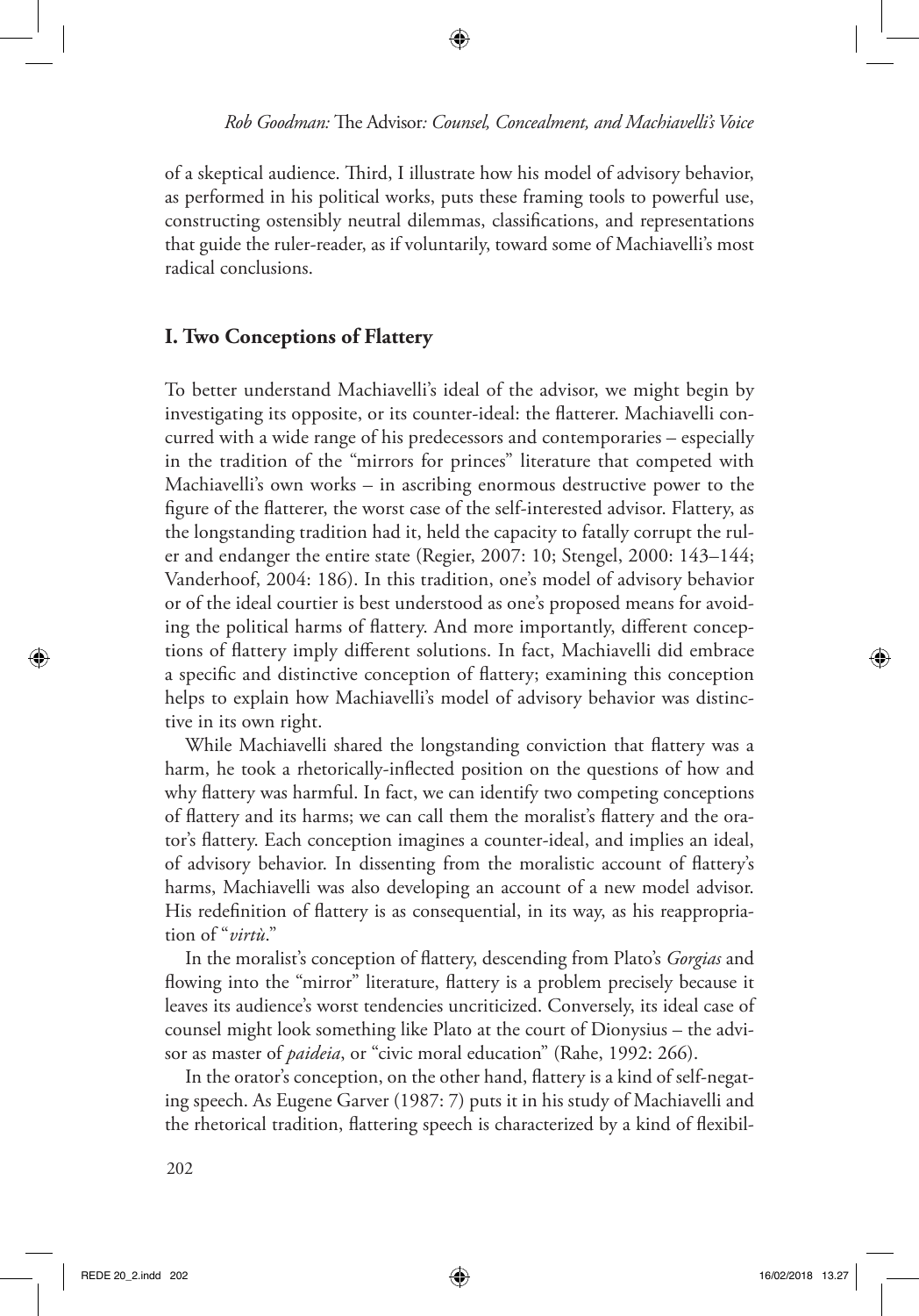of a skeptical audience. Third, I illustrate how his model of advisory behavior, as performed in his political works, puts these framing tools to powerful use, constructing ostensibly neutral dilemmas, classifications, and representations that guide the ruler-reader, as if voluntarily, toward some of Machiavelli's most radical conclusions.

## I. Two Conceptions of Flattery

To better understand Machiavelli's ideal of the advisor, we might begin by investigating its opposite, or its counter-ideal: the flatterer. Machiavelli concurred with a wide range of his predecessors and contemporaries – especially in the tradition of the "mirrors for princes" literature that competed with Machiavelli's own works – in ascribing enormous destructive power to the figure of the flatterer, the worst case of the self-interested advisor. Flattery, as the longstanding tradition had it, held the capacity to fatally corrupt the ruler and endanger the entire state (Regier, 2007: 10; Stengel, 2000: 143–144; Vanderhoof, 2004: 186). In this tradition, one's model of advisory behavior or of the ideal courtier is best understood as one's proposed means for avoiding the political harms of flattery. And more importantly, different conceptions of flattery imply different solutions. In fact, Machiavelli did embrace a specific and distinctive conception of flattery; examining this conception helps to explain how Machiavelli's model of advisory behavior was distinctive in its own right.

While Machiavelli shared the longstanding conviction that flattery was a harm, he took a rhetorically-inflected position on the questions of how and why flattery was harmful. In fact, we can identify two competing conceptions of flattery and its harms; we can call them the moralist's flattery and the orator's flattery. Each conception imagines a counter-ideal, and implies an ideal, of advisory behavior. In dissenting from the moralistic account of flattery's harms, Machiavelli was also developing an account of a new model advisor. His redefinition of flattery is as consequential, in its way, as his reappropriation of "*virtù*."

In the moralist's conception of flattery, descending from Plato's *Gorgias* and flowing into the "mirror" literature, flattery is a problem precisely because it leaves its audience's worst tendencies uncriticized. Conversely, its ideal case of counsel might look something like Plato at the court of Dionysius – the advisor as master of *paideia*, or "civic moral education" (Rahe, 1992: 266).

In the orator's conception, on the other hand, flattery is a kind of self-negating speech. As Eugene Garver (1987: 7) puts it in his study of Machiavelli and the rhetorical tradition, flattering speech is characterized by a kind of flexibil-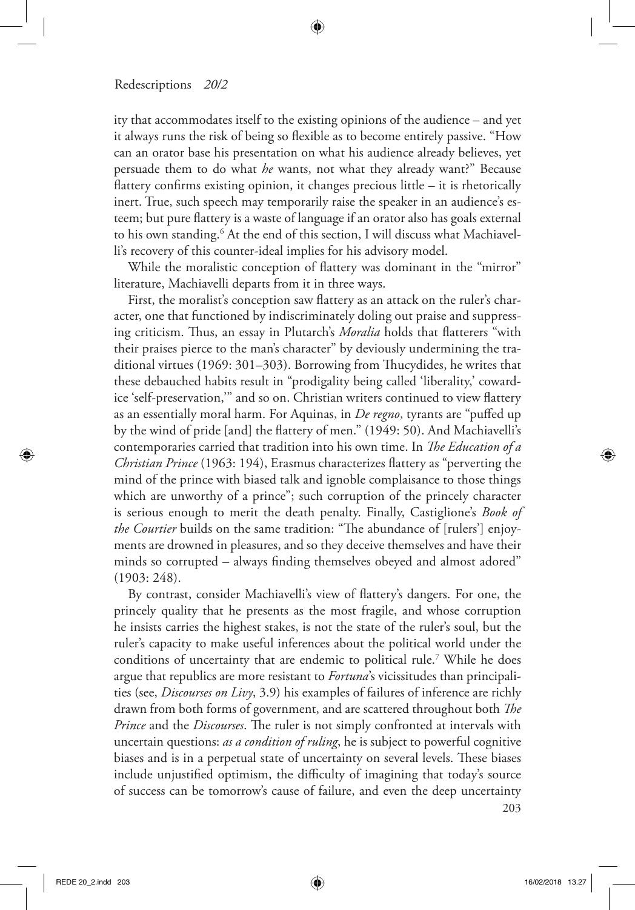ity that accommodates itself to the existing opinions of the audience – and yet it always runs the risk of being so flexible as to become entirely passive. "How can an orator base his presentation on what his audience already believes, yet persuade them to do what *he* wants, not what they already want?" Because flattery confirms existing opinion, it changes precious little – it is rhetorically inert. True, such speech may temporarily raise the speaker in an audience's esteem; but pure flattery is a waste of language if an orator also has goals external to his own standing.[6] At the end of this section, I will discuss what Machiavelli's recovery of this counter-ideal implies for his advisory model.

While the moralistic conception of flattery was dominant in the "mirror" literature, Machiavelli departs from it in three ways.

First, the moralist's conception saw flattery as an attack on the ruler's character, one that functioned by indiscriminately doling out praise and suppressing criticism. Thus, an essay in Plutarch's *Moralia* holds that flatterers "with their praises pierce to the man's character" by deviously undermining the traditional virtues (1969: 301–303). Borrowing from Thucydides, he writes that these debauched habits result in "prodigality being called 'liberality,' cowardice 'self-preservation,'" and so on. Christian writers continued to view flattery as an essentially moral harm. For Aquinas, in *De regno*, tyrants are "puffed up by the wind of pride [and] the flattery of men." (1949: 50). And Machiavelli's contemporaries carried that tradition into his own time. In *The Education of a Christian Prince* (1963: 194), Erasmus characterizes flattery as "perverting the mind of the prince with biased talk and ignoble complaisance to those things which are unworthy of a prince"; such corruption of the princely character is serious enough to merit the death penalty. Finally, Castiglione's *Book of the Courtier* builds on the same tradition: "The abundance of [rulers'] enjoyments are drowned in pleasures, and so they deceive themselves and have their minds so corrupted – always finding themselves obeyed and almost adored" (1903: 248).

By contrast, consider Machiavelli's view of flattery's dangers. For one, the princely quality that he presents as the most fragile, and whose corruption he insists carries the highest stakes, is not the state of the ruler's soul, but the ruler's capacity to make useful inferences about the political world under the conditions of uncertainty that are endemic to political rule.[7] While he does argue that republics are more resistant to *Fortuna*'s vicissitudes than principalities (see, *Discourses on Livy*, 3.9) his examples of failures of inference are richly drawn from both forms of government, and are scattered throughout both *The Prince* and the *Discourses*. The ruler is not simply confronted at intervals with uncertain questions: *as a condition of ruling*, he is subject to powerful cognitive biases and is in a perpetual state of uncertainty on several levels. These biases include unjustified optimism, the difficulty of imagining that today's source of success can be tomorrow's cause of failure, and even the deep uncertainty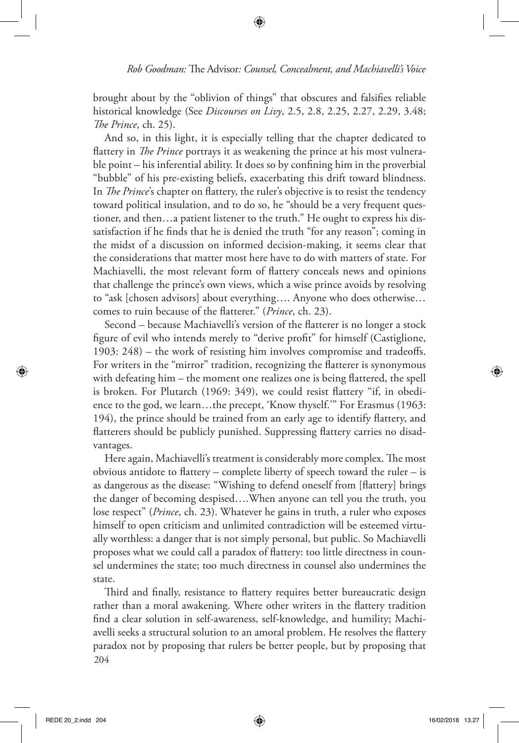brought about by the "oblivion of things" that obscures and falsifies reliable historical knowledge (See *Discourses on Livy*, 2.5, 2.8, 2.25, 2.27, 2.29, 3.48; *The Prince*, ch. 25).

And so, in this light, it is especially telling that the chapter dedicated to flattery in *The Prince* portrays it as weakening the prince at his most vulnerable point – his inferential ability. It does so by confining him in the proverbial "bubble" of his pre-existing beliefs, exacerbating this drift toward blindness. In *The Prince*'s chapter on flattery, the ruler's objective is to resist the tendency toward political insulation, and to do so, he "should be a very frequent questioner, and then…a patient listener to the truth." He ought to express his dissatisfaction if he finds that he is denied the truth "for any reason"; coming in the midst of a discussion on informed decision-making, it seems clear that the considerations that matter most here have to do with matters of state. For Machiavelli, the most relevant form of flattery conceals news and opinions that challenge the prince's own views, which a wise prince avoids by resolving to "ask [chosen advisors] about everything…. Anyone who does otherwise… comes to ruin because of the flatterer." (*Prince*, ch. 23).

Second – because Machiavelli's version of the flatterer is no longer a stock figure of evil who intends merely to "derive profit" for himself (Castiglione, 1903: 248) – the work of resisting him involves compromise and tradeoffs. For writers in the "mirror" tradition, recognizing the flatterer is synonymous with defeating him – the moment one realizes one is being flattered, the spell is broken. For Plutarch (1969: 349), we could resist flattery "if, in obedience to the god, we learn…the precept, 'Know thyself.'" For Erasmus (1963: 194), the prince should be trained from an early age to identify flattery, and flatterers should be publicly punished. Suppressing flattery carries no disadvantages.

Here again, Machiavelli's treatment is considerably more complex. The most obvious antidote to flattery – complete liberty of speech toward the ruler – is as dangerous as the disease: "Wishing to defend oneself from [flattery] brings the danger of becoming despised….When anyone can tell you the truth, you lose respect" (*Prince*, ch. 23). Whatever he gains in truth, a ruler who exposes himself to open criticism and unlimited contradiction will be esteemed virtually worthless: a danger that is not simply personal, but public. So Machiavelli proposes what we could call a paradox of flattery: too little directness in counsel undermines the state; too much directness in counsel also undermines the state.

Third and finally, resistance to flattery requires better bureaucratic design rather than a moral awakening. Where other writers in the flattery tradition find a clear solution in self-awareness, self-knowledge, and humility; Machiavelli seeks a structural solution to an amoral problem. He resolves the flattery paradox not by proposing that rulers be better people, but by proposing that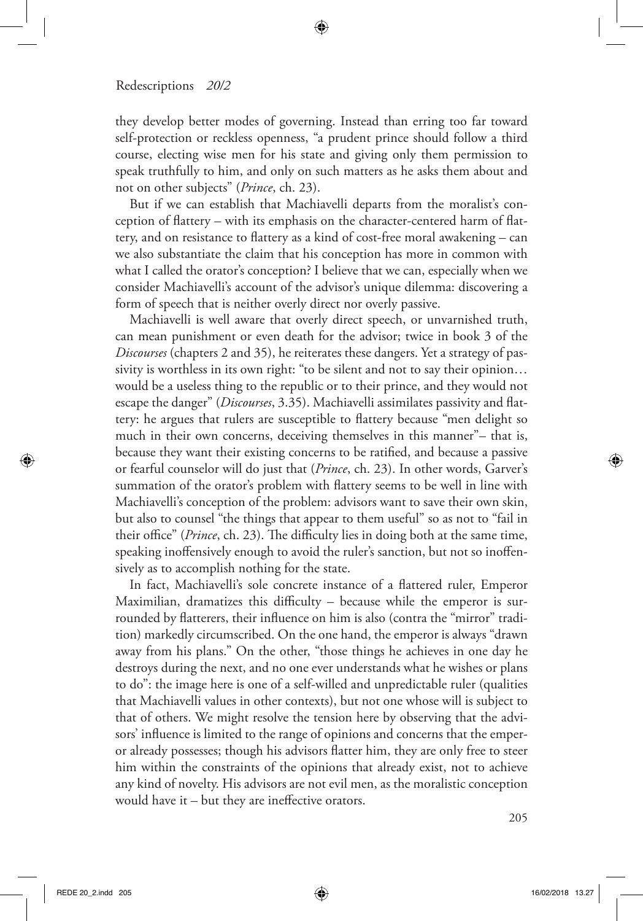they develop better modes of governing. Instead than erring too far toward self-protection or reckless openness, "a prudent prince should follow a third course, electing wise men for his state and giving only them permission to speak truthfully to him, and only on such matters as he asks them about and not on other subjects" (*Prince*, ch. 23).

But if we can establish that Machiavelli departs from the moralist's conception of flattery – with its emphasis on the character-centered harm of flattery, and on resistance to flattery as a kind of cost-free moral awakening – can we also substantiate the claim that his conception has more in common with what I called the orator's conception? I believe that we can, especially when we consider Machiavelli's account of the advisor's unique dilemma: discovering a form of speech that is neither overly direct nor overly passive.

Machiavelli is well aware that overly direct speech, or unvarnished truth, can mean punishment or even death for the advisor; twice in book 3 of the *Discourses* (chapters 2 and 35), he reiterates these dangers. Yet a strategy of passivity is worthless in its own right: "to be silent and not to say their opinion… would be a useless thing to the republic or to their prince, and they would not escape the danger" (*Discourses*, 3.35). Machiavelli assimilates passivity and flattery: he argues that rulers are susceptible to flattery because "men delight so much in their own concerns, deceiving themselves in this manner"– that is, because they want their existing concerns to be ratified, and because a passive or fearful counselor will do just that (*Prince*, ch. 23). In other words, Garver's summation of the orator's problem with flattery seems to be well in line with Machiavelli's conception of the problem: advisors want to save their own skin, but also to counsel "the things that appear to them useful" so as not to "fail in their office" (*Prince*, ch. 23). The difficulty lies in doing both at the same time, speaking inoffensively enough to avoid the ruler's sanction, but not so inoffensively as to accomplish nothing for the state.

In fact, Machiavelli's sole concrete instance of a flattered ruler, Emperor Maximilian, dramatizes this difficulty – because while the emperor is surrounded by flatterers, their influence on him is also (contra the "mirror" tradition) markedly circumscribed. On the one hand, the emperor is always "drawn away from his plans." On the other, "those things he achieves in one day he destroys during the next, and no one ever understands what he wishes or plans to do": the image here is one of a self-willed and unpredictable ruler (qualities that Machiavelli values in other contexts), but not one whose will is subject to that of others. We might resolve the tension here by observing that the advisors' influence is limited to the range of opinions and concerns that the emperor already possesses; though his advisors flatter him, they are only free to steer him within the constraints of the opinions that already exist, not to achieve any kind of novelty. His advisors are not evil men, as the moralistic conception would have it – but they are ineffective orators.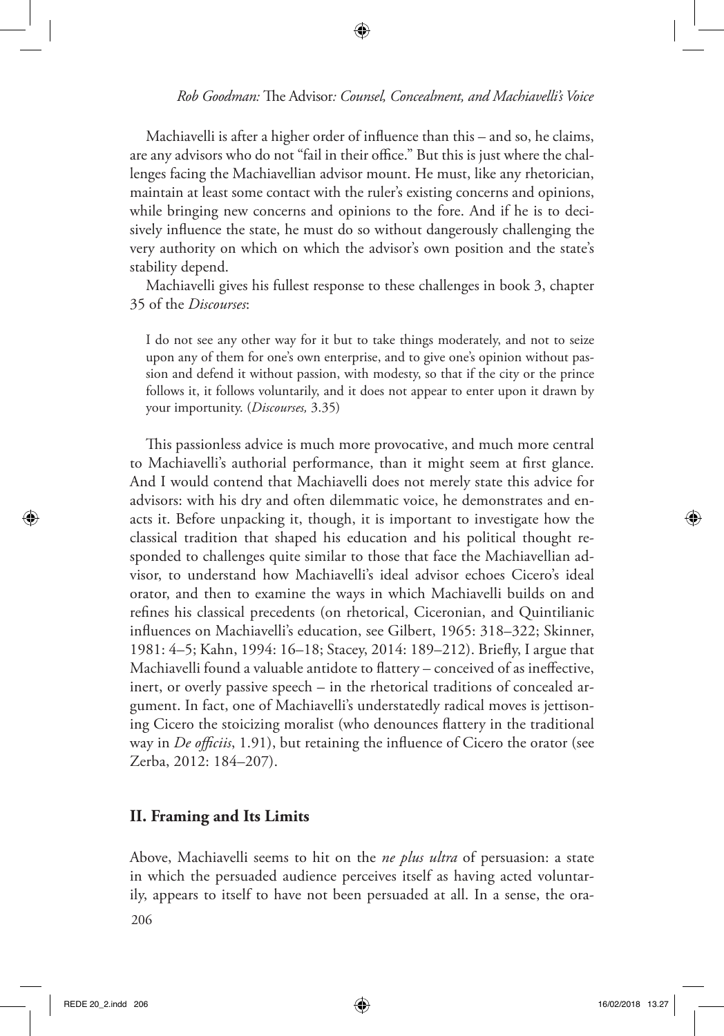Machiavelli is after a higher order of influence than this – and so, he claims, are any advisors who do not "fail in their office." But this is just where the challenges facing the Machiavellian advisor mount. He must, like any rhetorician, maintain at least some contact with the ruler's existing concerns and opinions, while bringing new concerns and opinions to the fore. And if he is to decisively influence the state, he must do so without dangerously challenging the very authority on which on which the advisor's own position and the state's stability depend.

Machiavelli gives his fullest response to these challenges in book 3, chapter 35 of the *Discourses*:

> I do not see any other way for it but to take things moderately, and not to seize upon any of them for one's own enterprise, and to give one's opinion without passion and defend it without passion, with modesty, so that if the city or the prince follows it, it follows voluntarily, and it does not appear to enter upon it drawn by your importunity. (*Discourses,* 3.35)

This passionless advice is much more provocative, and much more central to Machiavelli's authorial performance, than it might seem at first glance. And I would contend that Machiavelli does not merely state this advice for advisors: with his dry and often dilemmatic voice, he demonstrates and enacts it. Before unpacking it, though, it is important to investigate how the classical tradition that shaped his education and his political thought responded to challenges quite similar to those that face the Machiavellian advisor, to understand how Machiavelli's ideal advisor echoes Cicero's ideal orator, and then to examine the ways in which Machiavelli builds on and refines his classical precedents (on rhetorical, Ciceronian, and Quintilianic influences on Machiavelli's education, see Gilbert, 1965: 318–322; Skinner, 1981: 4–5; Kahn, 1994: 16–18; Stacey, 2014: 189–212). Briefly, I argue that Machiavelli found a valuable antidote to flattery – conceived of as ineffective, inert, or overly passive speech – in the rhetorical traditions of concealed argument. In fact, one of Machiavelli's understatedly radical moves is jettisoning Cicero the stoicizing moralist (who denounces flattery in the traditional way in *De officiis*, 1.91), but retaining the influence of Cicero the orator (see Zerba, 2012: 184–207).

## II. Framing and Its Limits

Above, Machiavelli seems to hit on the *ne plus ultra* of persuasion: a state in which the persuaded audience perceives itself as having acted voluntarily, appears to itself to have not been persuaded at all. In a sense, the ora-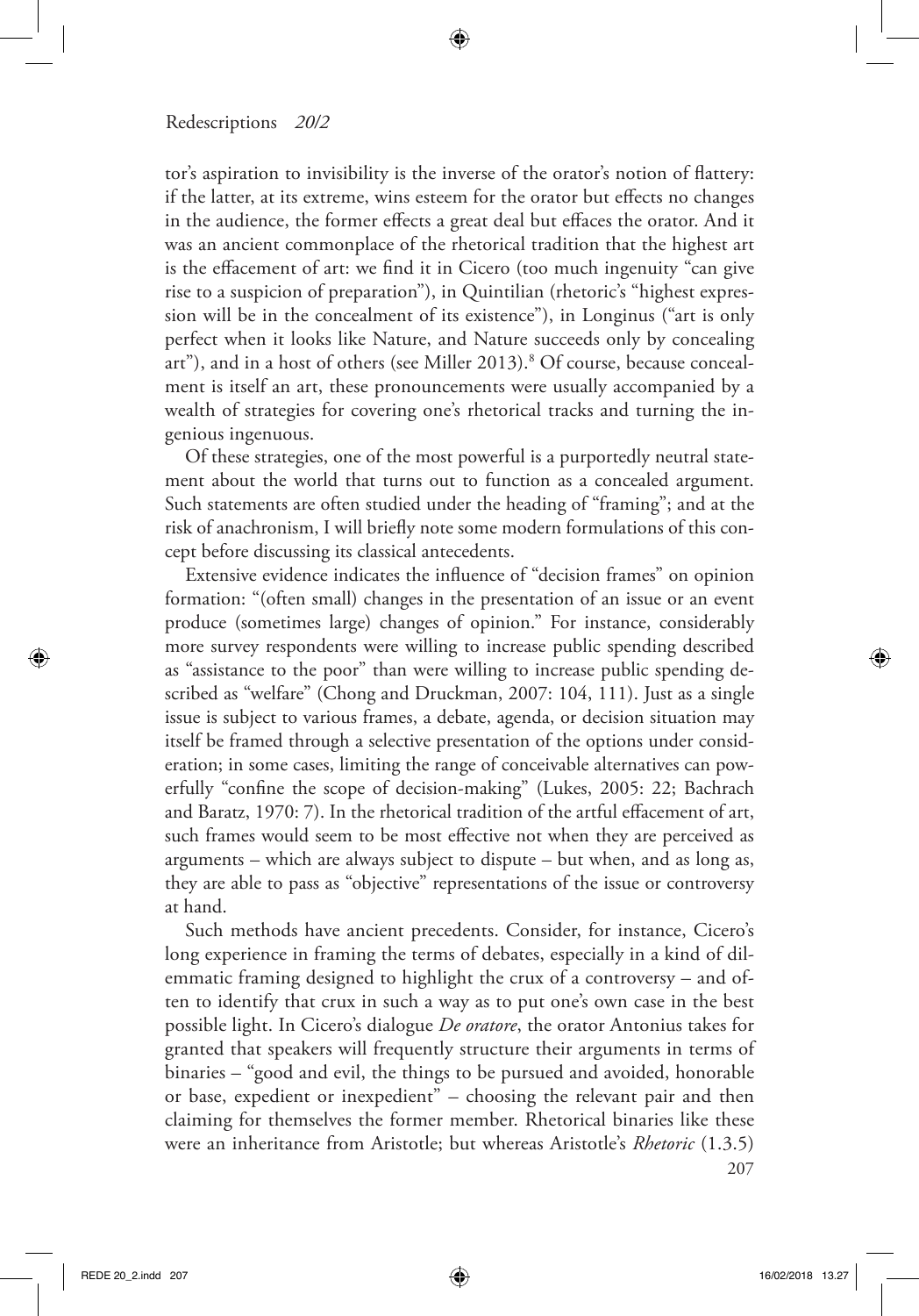tor's aspiration to invisibility is the inverse of the orator's notion of flattery: if the latter, at its extreme, wins esteem for the orator but effects no changes in the audience, the former effects a great deal but effaces the orator. And it was an ancient commonplace of the rhetorical tradition that the highest art is the effacement of art: we find it in Cicero (too much ingenuity "can give rise to a suspicion of preparation"), in Quintilian (rhetoric's "highest expression will be in the concealment of its existence"), in Longinus ("art is only perfect when it looks like Nature, and Nature succeeds only by concealing art"), and in a host of others (see Miller 2013).[8] Of course, because concealment is itself an art, these pronouncements were usually accompanied by a wealth of strategies for covering one's rhetorical tracks and turning the ingenious ingenuous.

Of these strategies, one of the most powerful is a purportedly neutral statement about the world that turns out to function as a concealed argument. Such statements are often studied under the heading of "framing"; and at the risk of anachronism, I will briefly note some modern formulations of this concept before discussing its classical antecedents.

Extensive evidence indicates the influence of "decision frames" on opinion formation: "(often small) changes in the presentation of an issue or an event produce (sometimes large) changes of opinion." For instance, considerably more survey respondents were willing to increase public spending described as "assistance to the poor" than were willing to increase public spending described as "welfare" (Chong and Druckman, 2007: 104, 111). Just as a single issue is subject to various frames, a debate, agenda, or decision situation may itself be framed through a selective presentation of the options under consideration; in some cases, limiting the range of conceivable alternatives can powerfully "confine the scope of decision-making" (Lukes, 2005: 22; Bachrach and Baratz, 1970: 7). In the rhetorical tradition of the artful effacement of art, such frames would seem to be most effective not when they are perceived as arguments – which are always subject to dispute – but when, and as long as, they are able to pass as "objective" representations of the issue or controversy at hand.

Such methods have ancient precedents. Consider, for instance, Cicero's long experience in framing the terms of debates, especially in a kind of dilemmatic framing designed to highlight the crux of a controversy – and often to identify that crux in such a way as to put one's own case in the best possible light. In Cicero's dialogue *De oratore*, the orator Antonius takes for granted that speakers will frequently structure their arguments in terms of binaries – "good and evil, the things to be pursued and avoided, honorable or base, expedient or inexpedient" – choosing the relevant pair and then claiming for themselves the former member. Rhetorical binaries like these were an inheritance from Aristotle; but whereas Aristotle's *Rhetoric* (1.3.5)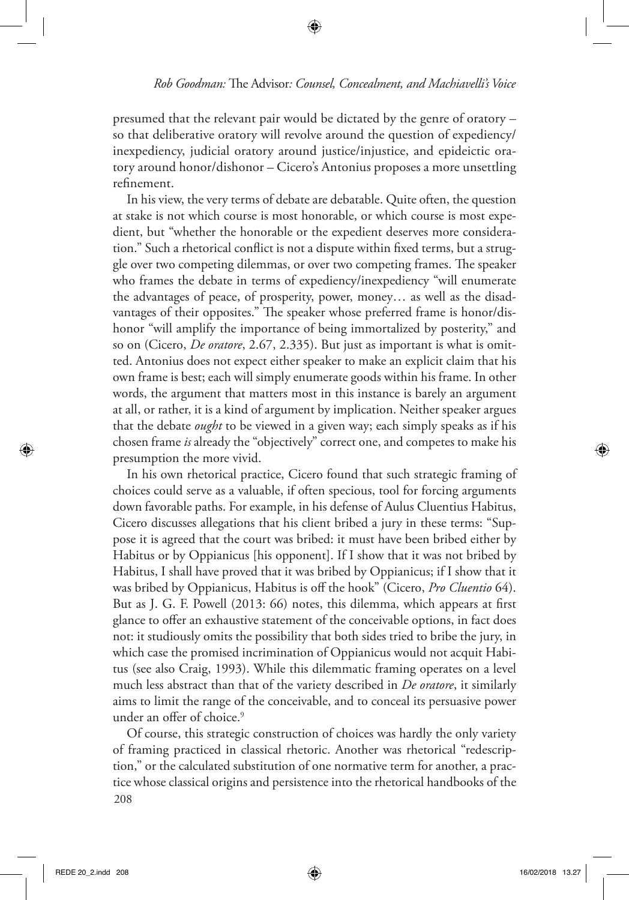presumed that the relevant pair would be dictated by the genre of oratory – so that deliberative oratory will revolve around the question of expediency/inexpediency, judicial oratory around justice/injustice, and epideictic oratory around honor/dishonor – Cicero's Antonius proposes a more unsettling refinement.

In his view, the very terms of debate are debatable. Quite often, the question at stake is not which course is most honorable, or which course is most expedient, but "whether the honorable or the expedient deserves more consideration." Such a rhetorical conflict is not a dispute within fixed terms, but a struggle over two competing dilemmas, or over two competing frames. The speaker who frames the debate in terms of expediency/inexpediency "will enumerate the advantages of peace, of prosperity, power, money… as well as the disadvantages of their opposites." The speaker whose preferred frame is honor/dishonor "will amplify the importance of being immortalized by posterity," and so on (Cicero, *De oratore*, 2.67, 2.335). But just as important is what is omitted. Antonius does not expect either speaker to make an explicit claim that his own frame is best; each will simply enumerate goods within his frame. In other words, the argument that matters most in this instance is barely an argument at all, or rather, it is a kind of argument by implication. Neither speaker argues that the debate *ought* to be viewed in a given way; each simply speaks as if his chosen frame *is* already the "objectively" correct one, and competes to make his presumption the more vivid.

In his own rhetorical practice, Cicero found that such strategic framing of choices could serve as a valuable, if often specious, tool for forcing arguments down favorable paths. For example, in his defense of Aulus Cluentius Habitus, Cicero discusses allegations that his client bribed a jury in these terms: "Suppose it is agreed that the court was bribed: it must have been bribed either by Habitus or by Oppianicus [his opponent]. If I show that it was not bribed by Habitus, I shall have proved that it was bribed by Oppianicus; if I show that it was bribed by Oppianicus, Habitus is off the hook" (Cicero, *Pro Cluentio* 64). But as J. G. F. Powell (2013: 66) notes, this dilemma, which appears at first glance to offer an exhaustive statement of the conceivable options, in fact does not: it studiously omits the possibility that both sides tried to bribe the jury, in which case the promised incrimination of Oppianicus would not acquit Habitus (see also Craig, 1993). While this dilemmatic framing operates on a level much less abstract than that of the variety described in *De oratore*, it similarly aims to limit the range of the conceivable, and to conceal its persuasive power under an offer of choice.[9]

Of course, this strategic construction of choices was hardly the only variety of framing practiced in classical rhetoric. Another was rhetorical "redescription," or the calculated substitution of one normative term for another, a practice whose classical origins and persistence into the rhetorical handbooks of the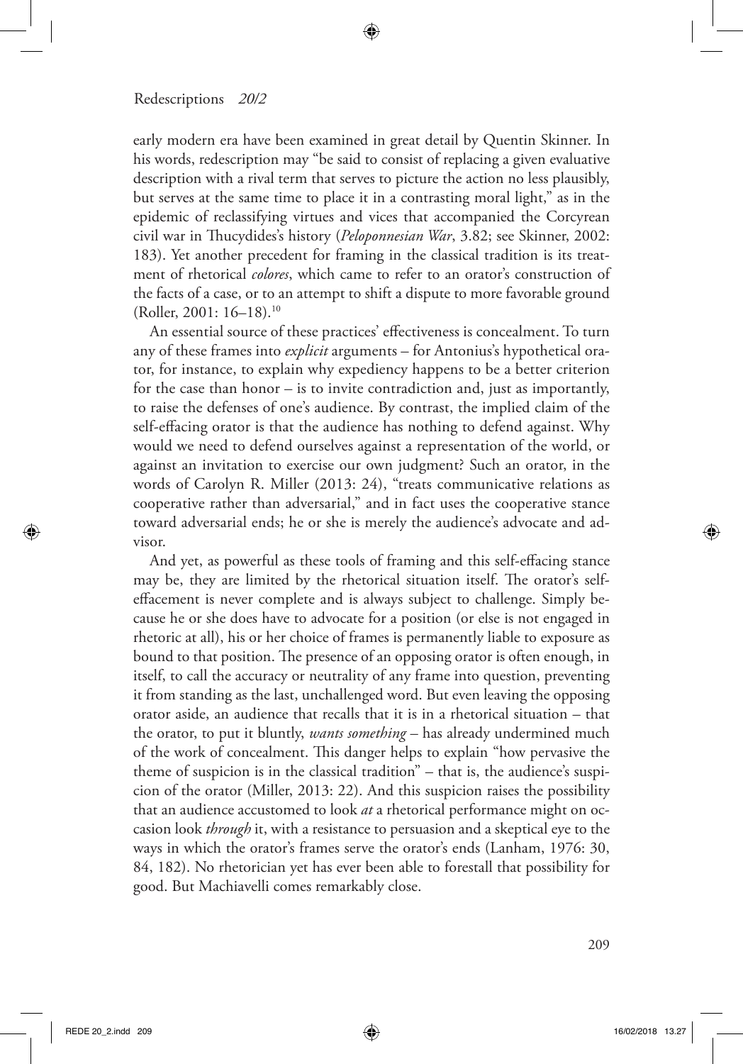early modern era have been examined in great detail by Quentin Skinner. In his words, redescription may "be said to consist of replacing a given evaluative description with a rival term that serves to picture the action no less plausibly, but serves at the same time to place it in a contrasting moral light," as in the epidemic of reclassifying virtues and vices that accompanied the Corcyrean civil war in Thucydides's history (*Peloponnesian War*, 3.82; see Skinner, 2002: 183). Yet another precedent for framing in the classical tradition is its treatment of rhetorical *colores*, which came to refer to an orator's construction of the facts of a case, or to an attempt to shift a dispute to more favorable ground (Roller, 2001: 16–18).[10]

An essential source of these practices' effectiveness is concealment. To turn any of these frames into *explicit* arguments – for Antonius's hypothetical orator, for instance, to explain why expediency happens to be a better criterion for the case than honor – is to invite contradiction and, just as importantly, to raise the defenses of one's audience. By contrast, the implied claim of the self-effacing orator is that the audience has nothing to defend against. Why would we need to defend ourselves against a representation of the world, or against an invitation to exercise our own judgment? Such an orator, in the words of Carolyn R. Miller (2013: 24), "treats communicative relations as cooperative rather than adversarial," and in fact uses the cooperative stance toward adversarial ends; he or she is merely the audience's advocate and advisor.

And yet, as powerful as these tools of framing and this self-effacing stance may be, they are limited by the rhetorical situation itself. The orator's self-effacement is never complete and is always subject to challenge. Simply because he or she does have to advocate for a position (or else is not engaged in rhetoric at all), his or her choice of frames is permanently liable to exposure as bound to that position. The presence of an opposing orator is often enough, in itself, to call the accuracy or neutrality of any frame into question, preventing it from standing as the last, unchallenged word. But even leaving the opposing orator aside, an audience that recalls that it is in a rhetorical situation – that the orator, to put it bluntly, *wants something* – has already undermined much of the work of concealment. This danger helps to explain "how pervasive the theme of suspicion is in the classical tradition" – that is, the audience's suspicion of the orator (Miller, 2013: 22). And this suspicion raises the possibility that an audience accustomed to look *at* a rhetorical performance might on occasion look *through* it, with a resistance to persuasion and a skeptical eye to the ways in which the orator's frames serve the orator's ends (Lanham, 1976: 30, 84, 182). No rhetorician yet has ever been able to forestall that possibility for good. But Machiavelli comes remarkably close.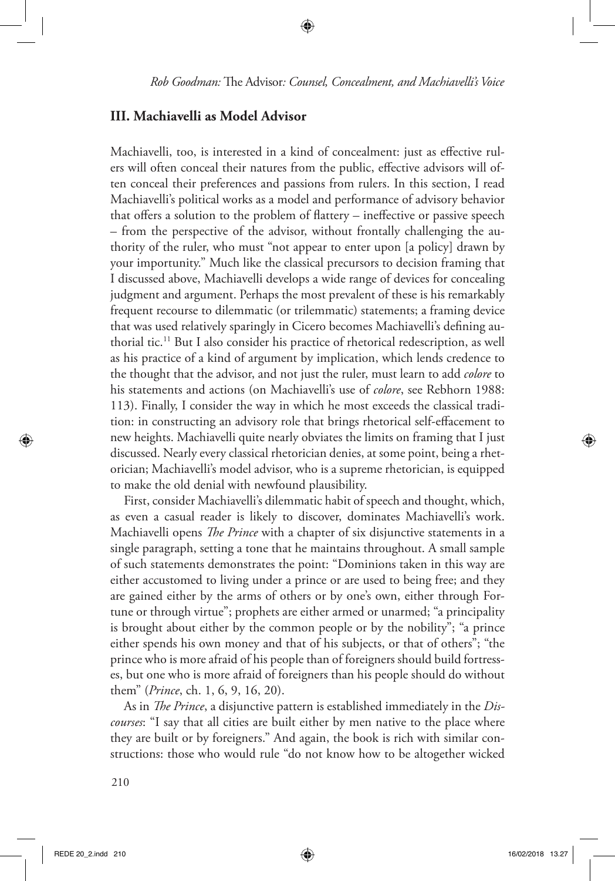## III. Machiavelli as Model Advisor

Machiavelli, too, is interested in a kind of concealment: just as effective rulers will often conceal their natures from the public, effective advisors will often conceal their preferences and passions from rulers. In this section, I read Machiavelli's political works as a model and performance of advisory behavior that offers a solution to the problem of flattery – ineffective or passive speech – from the perspective of the advisor, without frontally challenging the authority of the ruler, who must "not appear to enter upon [a policy] drawn by your importunity." Much like the classical precursors to decision framing that I discussed above, Machiavelli develops a wide range of devices for concealing judgment and argument. Perhaps the most prevalent of these is his remarkably frequent recourse to dilemmatic (or trilemmatic) statements; a framing device that was used relatively sparingly in Cicero becomes Machiavelli's defining authorial tic.[11] But I also consider his practice of rhetorical redescription, as well as his practice of a kind of argument by implication, which lends credence to the thought that the advisor, and not just the ruler, must learn to add *colore* to his statements and actions (on Machiavelli's use of *colore*, see Rebhorn 1988: 113). Finally, I consider the way in which he most exceeds the classical tradition: in constructing an advisory role that brings rhetorical self-effacement to new heights. Machiavelli quite nearly obviates the limits on framing that I just discussed. Nearly every classical rhetorician denies, at some point, being a rhetorician; Machiavelli's model advisor, who is a supreme rhetorician, is equipped to make the old denial with newfound plausibility.

First, consider Machiavelli's dilemmatic habit of speech and thought, which, as even a casual reader is likely to discover, dominates Machiavelli's work. Machiavelli opens *The Prince* with a chapter of six disjunctive statements in a single paragraph, setting a tone that he maintains throughout. A small sample of such statements demonstrates the point: "Dominions taken in this way are either accustomed to living under a prince or are used to being free; and they are gained either by the arms of others or by one's own, either through Fortune or through virtue"; prophets are either armed or unarmed; "a principality is brought about either by the common people or by the nobility"; "a prince either spends his own money and that of his subjects, or that of others"; "the prince who is more afraid of his people than of foreigners should build fortresses, but one who is more afraid of foreigners than his people should do without them" (*Prince*, ch. 1, 6, 9, 16, 20).

As in *The Prince*, a disjunctive pattern is established immediately in the *Discourses*: "I say that all cities are built either by men native to the place where they are built or by foreigners." And again, the book is rich with similar constructions: those who would rule "do not know how to be altogether wicked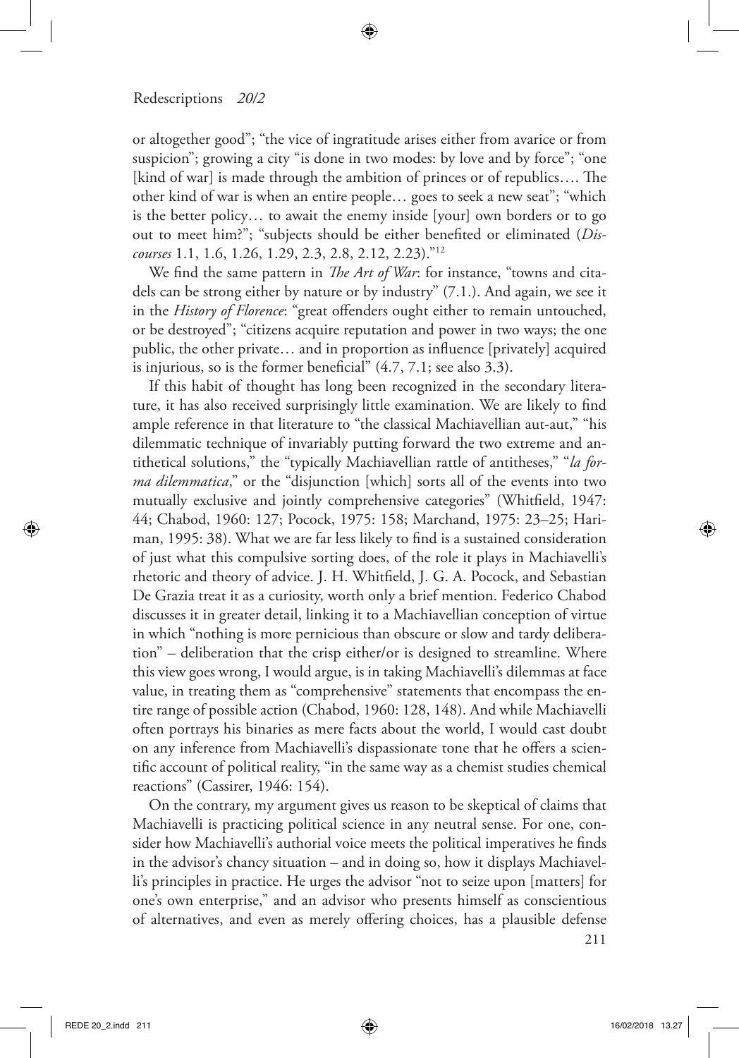or altogether good"; "the vice of ingratitude arises either from avarice or from suspicion"; growing a city "is done in two modes: by love and by force"; "one [kind of war] is made through the ambition of princes or of republics…. The other kind of war is when an entire people… goes to seek a new seat"; "which is the better policy… to await the enemy inside [your] own borders or to go out to meet him?"; "subjects should be either benefited or eliminated (*Discourses* 1.1, 1.6, 1.26, 1.29, 2.3, 2.8, 2.12, 2.23)."[12]

We find the same pattern in *The Art of War*: for instance, "towns and citadels can be strong either by nature or by industry" (7.1.). And again, we see it in the *History of Florence*: "great offenders ought either to remain untouched, or be destroyed"; "citizens acquire reputation and power in two ways; the one public, the other private… and in proportion as influence [privately] acquired is injurious, so is the former beneficial" (4.7, 7.1; see also 3.3).

If this habit of thought has long been recognized in the secondary literature, it has also received surprisingly little examination. We are likely to find ample reference in that literature to "the classical Machiavellian aut-aut," "his dilemmatic technique of invariably putting forward the two extreme and antithetical solutions," the "typically Machiavellian rattle of antitheses," "*la forma dilemmatica*," or the "disjunction [which] sorts all of the events into two mutually exclusive and jointly comprehensive categories" (Whitfield, 1947: 44; Chabod, 1960: 127; Pocock, 1975: 158; Marchand, 1975: 23–25; Hariman, 1995: 38). What we are far less likely to find is a sustained consideration of just what this compulsive sorting does, of the role it plays in Machiavelli's rhetoric and theory of advice. J. H. Whitfield, J. G. A. Pocock, and Sebastian De Grazia treat it as a curiosity, worth only a brief mention. Federico Chabod discusses it in greater detail, linking it to a Machiavellian conception of virtue in which "nothing is more pernicious than obscure or slow and tardy deliberation" – deliberation that the crisp either/or is designed to streamline. Where this view goes wrong, I would argue, is in taking Machiavelli's dilemmas at face value, in treating them as "comprehensive" statements that encompass the entire range of possible action (Chabod, 1960: 128, 148). And while Machiavelli often portrays his binaries as mere facts about the world, I would cast doubt on any inference from Machiavelli's dispassionate tone that he offers a scientific account of political reality, "in the same way as a chemist studies chemical reactions" (Cassirer, 1946: 154).

On the contrary, my argument gives us reason to be skeptical of claims that Machiavelli is practicing political science in any neutral sense. For one, consider how Machiavelli's authorial voice meets the political imperatives he finds in the advisor's chancy situation – and in doing so, how it displays Machiavelli's principles in practice. He urges the advisor "not to seize upon [matters] for one's own enterprise," and an advisor who presents himself as conscientious of alternatives, and even as merely offering choices, has a plausible defense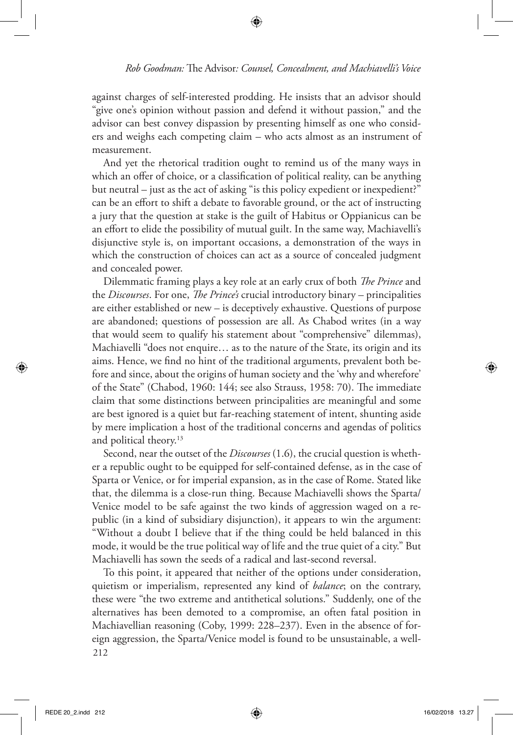against charges of self-interested prodding. He insists that an advisor should "give one's opinion without passion and defend it without passion," and the advisor can best convey dispassion by presenting himself as one who considers and weighs each competing claim – who acts almost as an instrument of measurement.

And yet the rhetorical tradition ought to remind us of the many ways in which an offer of choice, or a classification of political reality, can be anything but neutral – just as the act of asking "is this policy expedient or inexpedient?" can be an effort to shift a debate to favorable ground, or the act of instructing a jury that the question at stake is the guilt of Habitus or Oppianicus can be an effort to elide the possibility of mutual guilt. In the same way, Machiavelli's disjunctive style is, on important occasions, a demonstration of the ways in which the construction of choices can act as a source of concealed judgment and concealed power.

Dilemmatic framing plays a key role at an early crux of both *The Prince* and the *Discourses*. For one, *The Prince's* crucial introductory binary – principalities are either established or new – is deceptively exhaustive. Questions of purpose are abandoned; questions of possession are all. As Chabod writes (in a way that would seem to qualify his statement about "comprehensive" dilemmas), Machiavelli "does not enquire… as to the nature of the State, its origin and its aims. Hence, we find no hint of the traditional arguments, prevalent both before and since, about the origins of human society and the 'why and wherefore' of the State" (Chabod, 1960: 144; see also Strauss, 1958: 70). The immediate claim that some distinctions between principalities are meaningful and some are best ignored is a quiet but far-reaching statement of intent, shunting aside by mere implication a host of the traditional concerns and agendas of politics and political theory.[13]

Second, near the outset of the *Discourses* (1.6), the crucial question is whether a republic ought to be equipped for self-contained defense, as in the case of Sparta or Venice, or for imperial expansion, as in the case of Rome. Stated like that, the dilemma is a close-run thing. Because Machiavelli shows the Sparta/Venice model to be safe against the two kinds of aggression waged on a republic (in a kind of subsidiary disjunction), it appears to win the argument: "Without a doubt I believe that if the thing could be held balanced in this mode, it would be the true political way of life and the true quiet of a city." But Machiavelli has sown the seeds of a radical and last-second reversal.

To this point, it appeared that neither of the options under consideration, quietism or imperialism, represented any kind of *balance*; on the contrary, these were "the two extreme and antithetical solutions." Suddenly, one of the alternatives has been demoted to a compromise, an often fatal position in Machiavellian reasoning (Coby, 1999: 228–237). Even in the absence of foreign aggression, the Sparta/Venice model is found to be unsustainable, a well-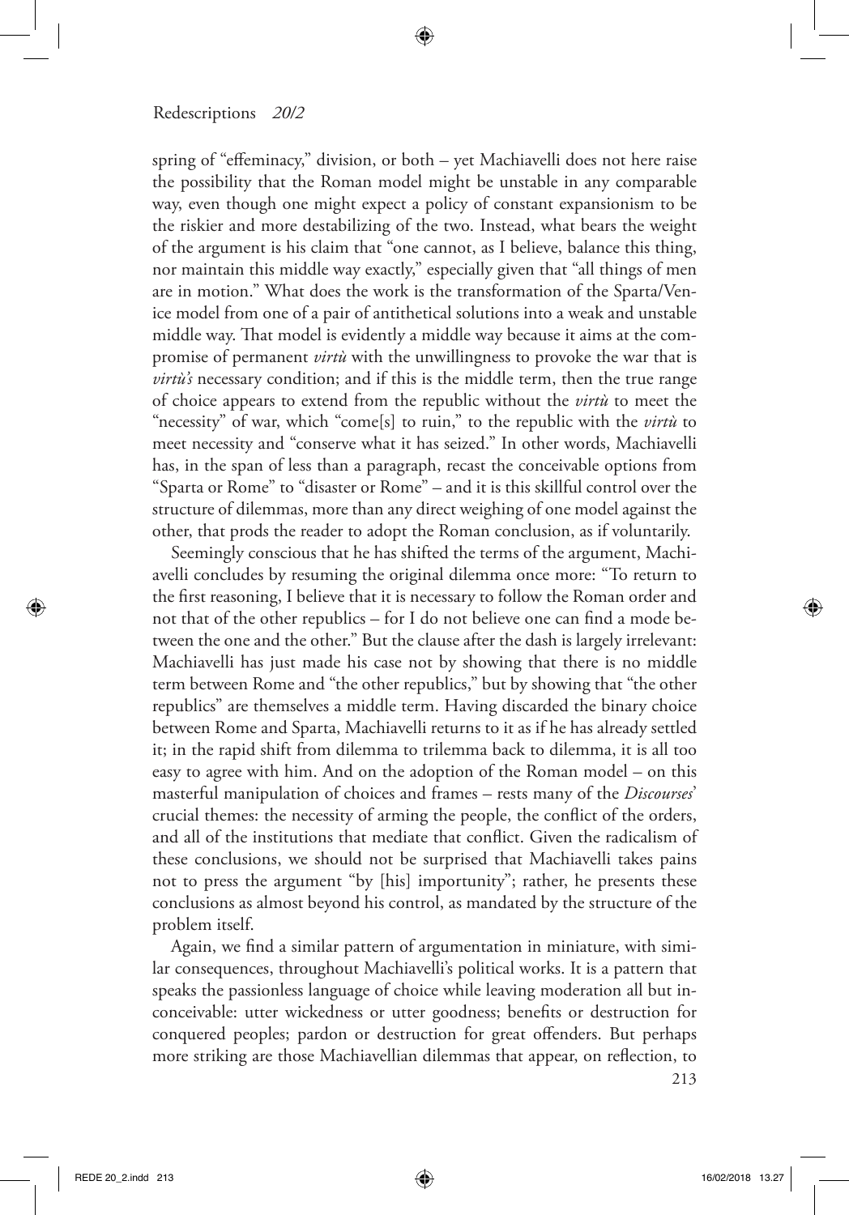spring of "effeminacy," division, or both – yet Machiavelli does not here raise the possibility that the Roman model might be unstable in any comparable way, even though one might expect a policy of constant expansionism to be the riskier and more destabilizing of the two. Instead, what bears the weight of the argument is his claim that "one cannot, as I believe, balance this thing, nor maintain this middle way exactly," especially given that "all things of men are in motion." What does the work is the transformation of the Sparta/Venice model from one of a pair of antithetical solutions into a weak and unstable middle way. That model is evidently a middle way because it aims at the compromise of permanent *virtù* with the unwillingness to provoke the war that is *virtù's* necessary condition; and if this is the middle term, then the true range of choice appears to extend from the republic without the *virtù* to meet the "necessity" of war, which "come[s] to ruin," to the republic with the *virtù* to meet necessity and "conserve what it has seized." In other words, Machiavelli has, in the span of less than a paragraph, recast the conceivable options from "Sparta or Rome" to "disaster or Rome" – and it is this skillful control over the structure of dilemmas, more than any direct weighing of one model against the other, that prods the reader to adopt the Roman conclusion, as if voluntarily.

Seemingly conscious that he has shifted the terms of the argument, Machiavelli concludes by resuming the original dilemma once more: "To return to the first reasoning, I believe that it is necessary to follow the Roman order and not that of the other republics – for I do not believe one can find a mode between the one and the other." But the clause after the dash is largely irrelevant: Machiavelli has just made his case not by showing that there is no middle term between Rome and "the other republics," but by showing that "the other republics" are themselves a middle term. Having discarded the binary choice between Rome and Sparta, Machiavelli returns to it as if he has already settled it; in the rapid shift from dilemma to trilemma back to dilemma, it is all too easy to agree with him. And on the adoption of the Roman model – on this masterful manipulation of choices and frames – rests many of the *Discourses*' crucial themes: the necessity of arming the people, the conflict of the orders, and all of the institutions that mediate that conflict. Given the radicalism of these conclusions, we should not be surprised that Machiavelli takes pains not to press the argument "by [his] importunity"; rather, he presents these conclusions as almost beyond his control, as mandated by the structure of the problem itself.

Again, we find a similar pattern of argumentation in miniature, with similar consequences, throughout Machiavelli's political works. It is a pattern that speaks the passionless language of choice while leaving moderation all but inconceivable: utter wickedness or utter goodness; benefits or destruction for conquered peoples; pardon or destruction for great offenders. But perhaps more striking are those Machiavellian dilemmas that appear, on reflection, to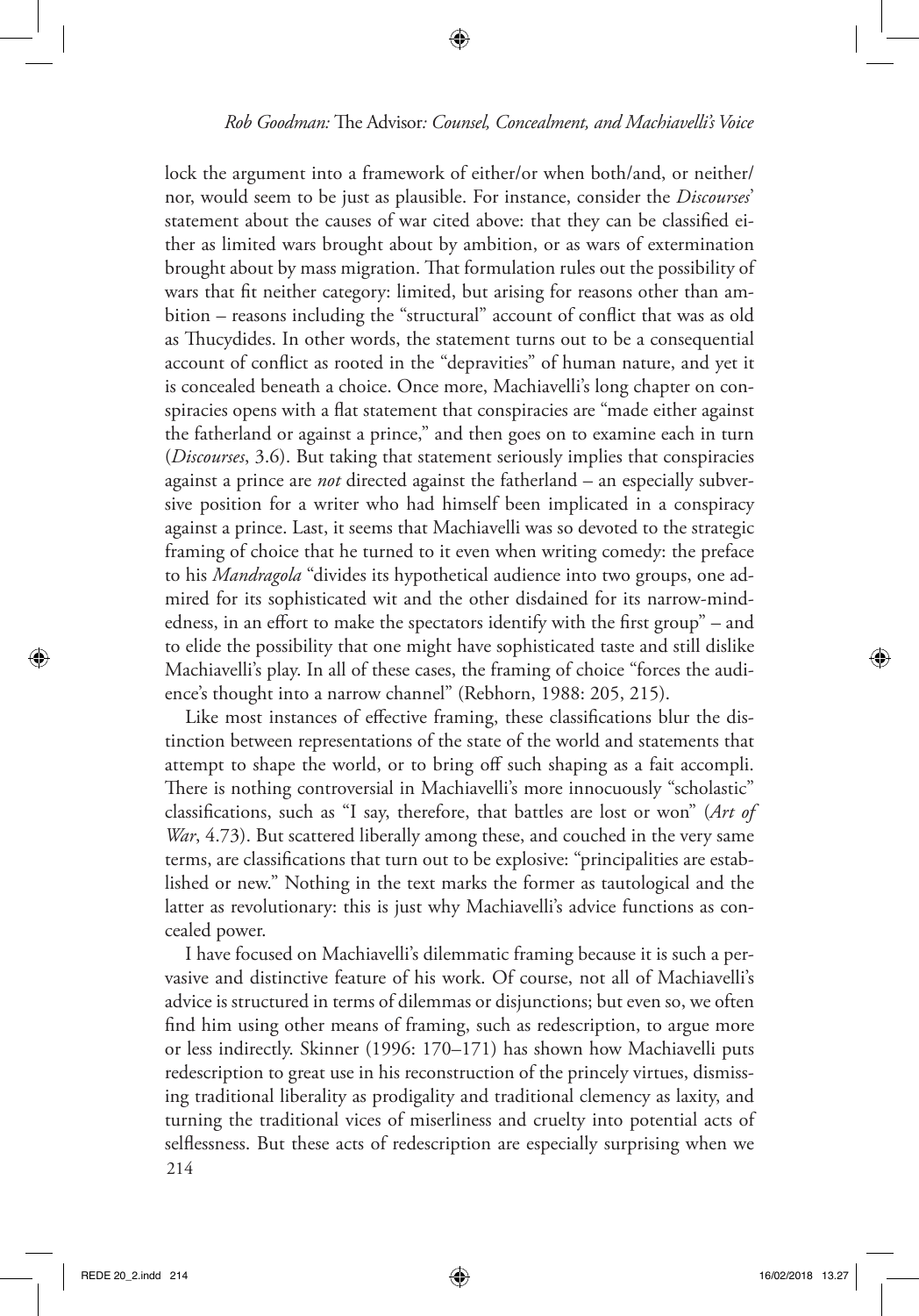lock the argument into a framework of either/or when both/and, or neither/nor, would seem to be just as plausible. For instance, consider the *Discourses*' statement about the causes of war cited above: that they can be classified either as limited wars brought about by ambition, or as wars of extermination brought about by mass migration. That formulation rules out the possibility of wars that fit neither category: limited, but arising for reasons other than ambition – reasons including the "structural" account of conflict that was as old as Thucydides. In other words, the statement turns out to be a consequential account of conflict as rooted in the "depravities" of human nature, and yet it is concealed beneath a choice. Once more, Machiavelli's long chapter on conspiracies opens with a flat statement that conspiracies are "made either against the fatherland or against a prince," and then goes on to examine each in turn (*Discourses*, 3.6). But taking that statement seriously implies that conspiracies against a prince are *not* directed against the fatherland – an especially subversive position for a writer who had himself been implicated in a conspiracy against a prince. Last, it seems that Machiavelli was so devoted to the strategic framing of choice that he turned to it even when writing comedy: the preface to his *Mandragola* "divides its hypothetical audience into two groups, one admired for its sophisticated wit and the other disdained for its narrow-mindedness, in an effort to make the spectators identify with the first group" – and to elide the possibility that one might have sophisticated taste and still dislike Machiavelli's play. In all of these cases, the framing of choice "forces the audience's thought into a narrow channel" (Rebhorn, 1988: 205, 215).

Like most instances of effective framing, these classifications blur the distinction between representations of the state of the world and statements that attempt to shape the world, or to bring off such shaping as a fait accompli. There is nothing controversial in Machiavelli's more innocuously "scholastic" classifications, such as "I say, therefore, that battles are lost or won" (*Art of War*, 4.73). But scattered liberally among these, and couched in the very same terms, are classifications that turn out to be explosive: "principalities are established or new." Nothing in the text marks the former as tautological and the latter as revolutionary: this is just why Machiavelli's advice functions as concealed power.

I have focused on Machiavelli's dilemmatic framing because it is such a pervasive and distinctive feature of his work. Of course, not all of Machiavelli's advice is structured in terms of dilemmas or disjunctions; but even so, we often find him using other means of framing, such as redescription, to argue more or less indirectly. Skinner (1996: 170–171) has shown how Machiavelli puts redescription to great use in his reconstruction of the princely virtues, dismissing traditional liberality as prodigality and traditional clemency as laxity, and turning the traditional vices of miserliness and cruelty into potential acts of selflessness. But these acts of redescription are especially surprising when we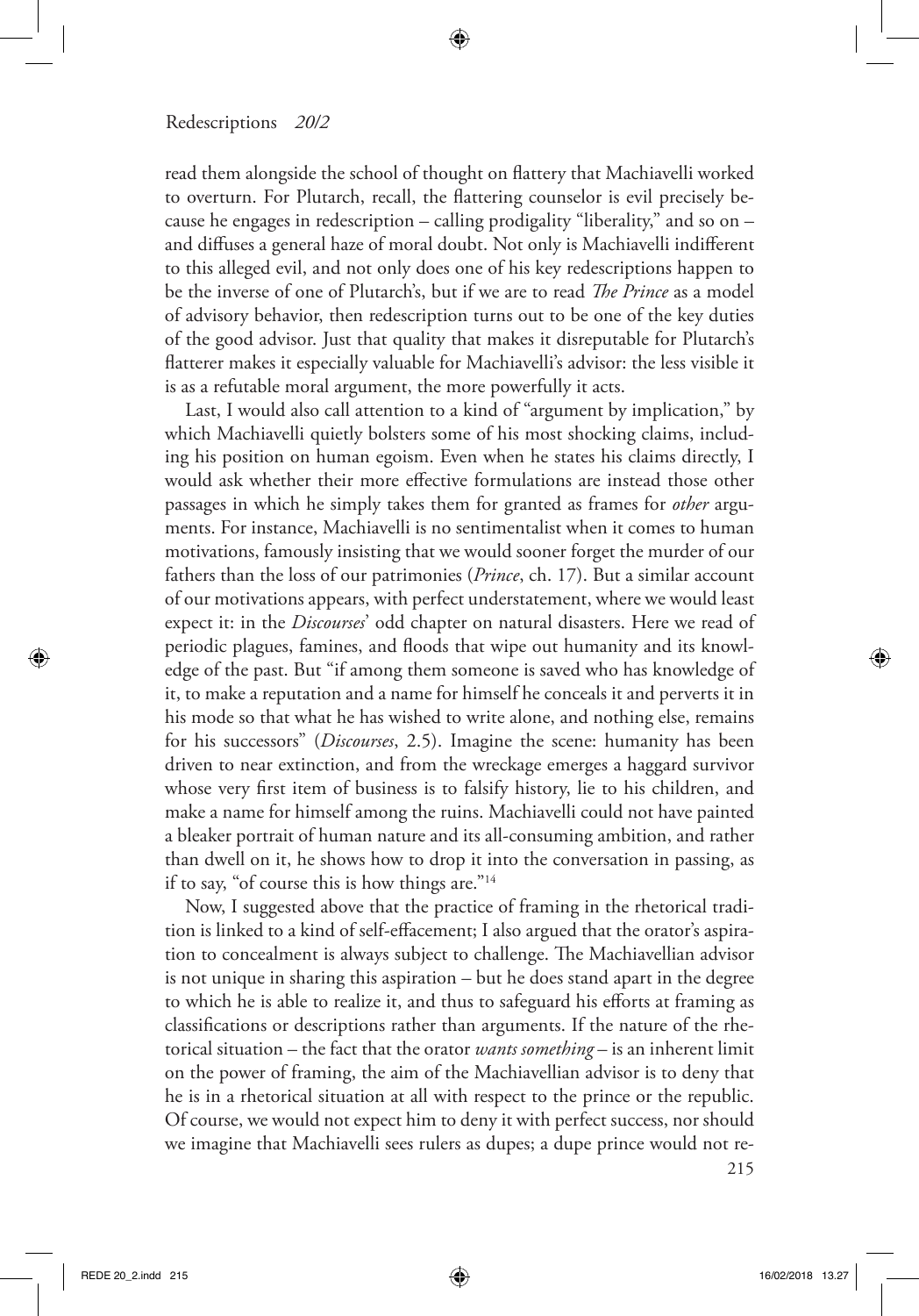read them alongside the school of thought on flattery that Machiavelli worked to overturn. For Plutarch, recall, the flattering counselor is evil precisely because he engages in redescription – calling prodigality "liberality," and so on – and diffuses a general haze of moral doubt. Not only is Machiavelli indifferent to this alleged evil, and not only does one of his key redescriptions happen to be the inverse of one of Plutarch's, but if we are to read *The Prince* as a model of advisory behavior, then redescription turns out to be one of the key duties of the good advisor. Just that quality that makes it disreputable for Plutarch's flatterer makes it especially valuable for Machiavelli's advisor: the less visible it is as a refutable moral argument, the more powerfully it acts.

Last, I would also call attention to a kind of "argument by implication," by which Machiavelli quietly bolsters some of his most shocking claims, including his position on human egoism. Even when he states his claims directly, I would ask whether their more effective formulations are instead those other passages in which he simply takes them for granted as frames for *other* arguments. For instance, Machiavelli is no sentimentalist when it comes to human motivations, famously insisting that we would sooner forget the murder of our fathers than the loss of our patrimonies (*Prince*, ch. 17). But a similar account of our motivations appears, with perfect understatement, where we would least expect it: in the *Discourses*' odd chapter on natural disasters. Here we read of periodic plagues, famines, and floods that wipe out humanity and its knowledge of the past. But "if among them someone is saved who has knowledge of it, to make a reputation and a name for himself he conceals it and perverts it in his mode so that what he has wished to write alone, and nothing else, remains for his successors" (*Discourses*, 2.5). Imagine the scene: humanity has been driven to near extinction, and from the wreckage emerges a haggard survivor whose very first item of business is to falsify history, lie to his children, and make a name for himself among the ruins. Machiavelli could not have painted a bleaker portrait of human nature and its all-consuming ambition, and rather than dwell on it, he shows how to drop it into the conversation in passing, as if to say, "of course this is how things are."[14]

Now, I suggested above that the practice of framing in the rhetorical tradition is linked to a kind of self-effacement; I also argued that the orator's aspiration to concealment is always subject to challenge. The Machiavellian advisor is not unique in sharing this aspiration – but he does stand apart in the degree to which he is able to realize it, and thus to safeguard his efforts at framing as classifications or descriptions rather than arguments. If the nature of the rhetorical situation – the fact that the orator *wants something* – is an inherent limit on the power of framing, the aim of the Machiavellian advisor is to deny that he is in a rhetorical situation at all with respect to the prince or the republic. Of course, we would not expect him to deny it with perfect success, nor should we imagine that Machiavelli sees rulers as dupes; a dupe prince would not re-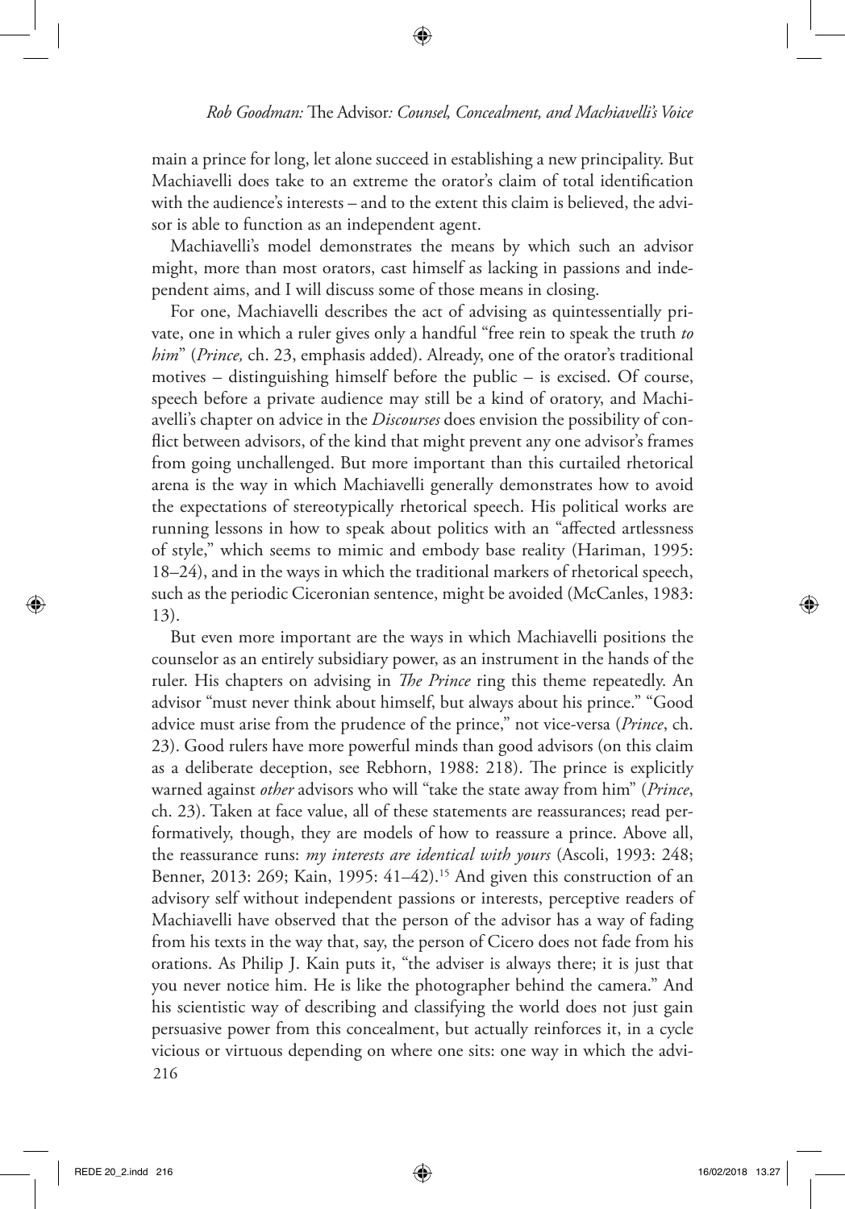main a prince for long, let alone succeed in establishing a new principality. But Machiavelli does take to an extreme the orator's claim of total identification with the audience's interests – and to the extent this claim is believed, the advisor is able to function as an independent agent.

Machiavelli's model demonstrates the means by which such an advisor might, more than most orators, cast himself as lacking in passions and independent aims, and I will discuss some of those means in closing.

For one, Machiavelli describes the act of advising as quintessentially private, one in which a ruler gives only a handful "free rein to speak the truth *to him*" (*Prince,* ch. 23, emphasis added). Already, one of the orator's traditional motives – distinguishing himself before the public – is excised. Of course, speech before a private audience may still be a kind of oratory, and Machiavelli's chapter on advice in the *Discourses* does envision the possibility of conflict between advisors, of the kind that might prevent any one advisor's frames from going unchallenged. But more important than this curtailed rhetorical arena is the way in which Machiavelli generally demonstrates how to avoid the expectations of stereotypically rhetorical speech. His political works are running lessons in how to speak about politics with an "affected artlessness of style," which seems to mimic and embody base reality (Hariman, 1995: 18–24), and in the ways in which the traditional markers of rhetorical speech, such as the periodic Ciceronian sentence, might be avoided (McCanles, 1983: 13).

But even more important are the ways in which Machiavelli positions the counselor as an entirely subsidiary power, as an instrument in the hands of the ruler. His chapters on advising in *The Prince* ring this theme repeatedly. An advisor "must never think about himself, but always about his prince." "Good advice must arise from the prudence of the prince," not vice-versa (*Prince*, ch. 23). Good rulers have more powerful minds than good advisors (on this claim as a deliberate deception, see Rebhorn, 1988: 218). The prince is explicitly warned against *other* advisors who will "take the state away from him" (*Prince*, ch. 23). Taken at face value, all of these statements are reassurances; read performatively, though, they are models of how to reassure a prince. Above all, the reassurance runs: *my interests are identical with yours* (Ascoli, 1993: 248; Benner, 2013: 269; Kain, 1995: 41–42).[15] And given this construction of an advisory self without independent passions or interests, perceptive readers of Machiavelli have observed that the person of the advisor has a way of fading from his texts in the way that, say, the person of Cicero does not fade from his orations. As Philip J. Kain puts it, "the adviser is always there; it is just that you never notice him. He is like the photographer behind the camera." And his scientistic way of describing and classifying the world does not just gain persuasive power from this concealment, but actually reinforces it, in a cycle vicious or virtuous depending on where one sits: one way in which the advi-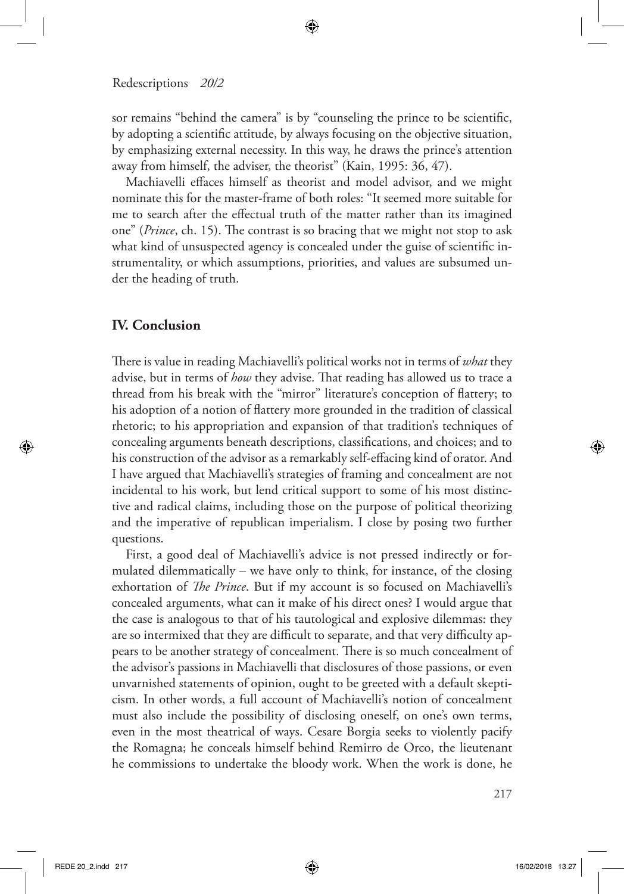sor remains "behind the camera" is by "counseling the prince to be scientific, by adopting a scientific attitude, by always focusing on the objective situation, by emphasizing external necessity. In this way, he draws the prince's attention away from himself, the adviser, the theorist" (Kain, 1995: 36, 47).

Machiavelli effaces himself as theorist and model advisor, and we might nominate this for the master-frame of both roles: "It seemed more suitable for me to search after the effectual truth of the matter rather than its imagined one" (*Prince*, ch. 15). The contrast is so bracing that we might not stop to ask what kind of unsuspected agency is concealed under the guise of scientific instrumentality, or which assumptions, priorities, and values are subsumed under the heading of truth.

## IV. Conclusion

There is value in reading Machiavelli's political works not in terms of *what* they advise, but in terms of *how* they advise. That reading has allowed us to trace a thread from his break with the "mirror" literature's conception of flattery; to his adoption of a notion of flattery more grounded in the tradition of classical rhetoric; to his appropriation and expansion of that tradition's techniques of concealing arguments beneath descriptions, classifications, and choices; and to his construction of the advisor as a remarkably self-effacing kind of orator. And I have argued that Machiavelli's strategies of framing and concealment are not incidental to his work, but lend critical support to some of his most distinctive and radical claims, including those on the purpose of political theorizing and the imperative of republican imperialism. I close by posing two further questions.

First, a good deal of Machiavelli's advice is not pressed indirectly or formulated dilemmatically – we have only to think, for instance, of the closing exhortation of *The Prince*. But if my account is so focused on Machiavelli's concealed arguments, what can it make of his direct ones? I would argue that the case is analogous to that of his tautological and explosive dilemmas: they are so intermixed that they are difficult to separate, and that very difficulty appears to be another strategy of concealment. There is so much concealment of the advisor's passions in Machiavelli that disclosures of those passions, or even unvarnished statements of opinion, ought to be greeted with a default skepticism. In other words, a full account of Machiavelli's notion of concealment must also include the possibility of disclosing oneself, on one's own terms, even in the most theatrical of ways. Cesare Borgia seeks to violently pacify the Romagna; he conceals himself behind Remirro de Orco, the lieutenant he commissions to undertake the bloody work. When the work is done, he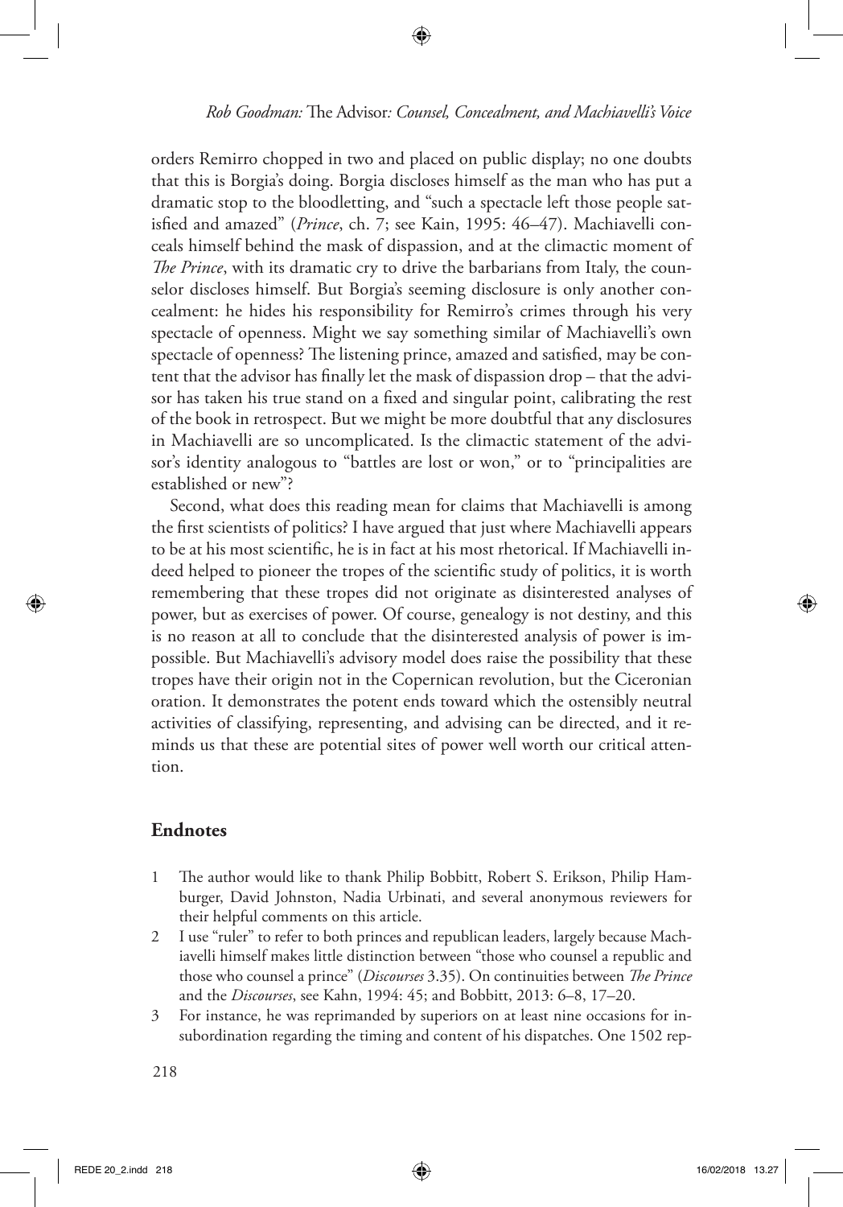orders Remirro chopped in two and placed on public display; no one doubts that this is Borgia's doing. Borgia discloses himself as the man who has put a dramatic stop to the bloodletting, and "such a spectacle left those people satisfied and amazed" (*Prince*, ch. 7; see Kain, 1995: 46–47). Machiavelli conceals himself behind the mask of dispassion, and at the climactic moment of *The Prince*, with its dramatic cry to drive the barbarians from Italy, the counselor discloses himself. But Borgia's seeming disclosure is only another concealment: he hides his responsibility for Remirro's crimes through his very spectacle of openness. Might we say something similar of Machiavelli's own spectacle of openness? The listening prince, amazed and satisfied, may be content that the advisor has finally let the mask of dispassion drop – that the advisor has taken his true stand on a fixed and singular point, calibrating the rest of the book in retrospect. But we might be more doubtful that any disclosures in Machiavelli are so uncomplicated. Is the climactic statement of the advisor's identity analogous to "battles are lost or won," or to "principalities are established or new"?

Second, what does this reading mean for claims that Machiavelli is among the first scientists of politics? I have argued that just where Machiavelli appears to be at his most scientific, he is in fact at his most rhetorical. If Machiavelli indeed helped to pioneer the tropes of the scientific study of politics, it is worth remembering that these tropes did not originate as disinterested analyses of power, but as exercises of power. Of course, genealogy is not destiny, and this is no reason at all to conclude that the disinterested analysis of power is impossible. But Machiavelli's advisory model does raise the possibility that these tropes have their origin not in the Copernican revolution, but the Ciceronian oration. It demonstrates the potent ends toward which the ostensibly neutral activities of classifying, representing, and advising can be directed, and it reminds us that these are potential sites of power well worth our critical attention.

## Endnotes

1. The author would like to thank Philip Bobbitt, Robert S. Erikson, Philip Hamburger, David Johnston, Nadia Urbinati, and several anonymous reviewers for their helpful comments on this article.
2. I use "ruler" to refer to both princes and republican leaders, largely because Machiavelli himself makes little distinction between "those who counsel a republic and those who counsel a prince" (*Discourses* 3.35). On continuities between *The Prince* and the *Discourses*, see Kahn, 1994: 45; and Bobbitt, 2013: 6–8, 17–20.
3. For instance, he was reprimanded by superiors on at least nine occasions for insubordination regarding the timing and content of his dispatches. One 1502 rep-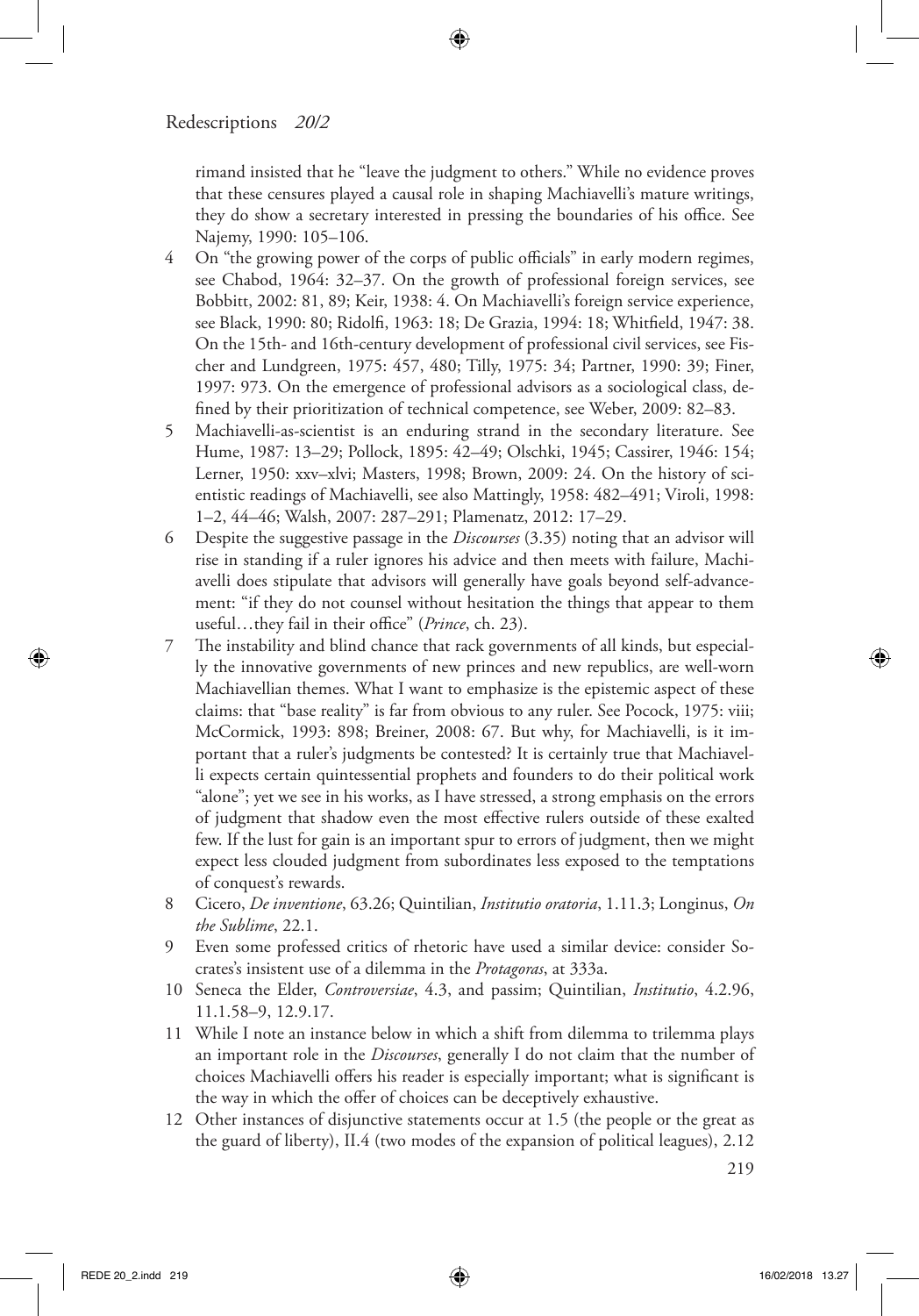rimand insisted that he "leave the judgment to others." While no evidence proves that these censures played a causal role in shaping Machiavelli's mature writings, they do show a secretary interested in pressing the boundaries of his office. See Najemy, 1990: 105–106.

4. On "the growing power of the corps of public officials" in early modern regimes, see Chabod, 1964: 32–37. On the growth of professional foreign services, see Bobbitt, 2002: 81, 89; Keir, 1938: 4. On Machiavelli's foreign service experience, see Black, 1990: 80; Ridolfi, 1963: 18; De Grazia, 1994: 18; Whitfield, 1947: 38. On the 15th- and 16th-century development of professional civil services, see Fischer and Lundgreen, 1975: 457, 480; Tilly, 1975: 34; Partner, 1990: 39; Finer, 1997: 973. On the emergence of professional advisors as a sociological class, defined by their prioritization of technical competence, see Weber, 2009: 82–83.
5. Machiavelli-as-scientist is an enduring strand in the secondary literature. See Hume, 1987: 13–29; Pollock, 1895: 42–49; Olschki, 1945; Cassirer, 1946: 154; Lerner, 1950: xxv–xlvi; Masters, 1998; Brown, 2009: 24. On the history of scientistic readings of Machiavelli, see also Mattingly, 1958: 482–491; Viroli, 1998: 1–2, 44–46; Walsh, 2007: 287–291; Plamenatz, 2012: 17–29.
6. Despite the suggestive passage in the *Discourses* (3.35) noting that an advisor will rise in standing if a ruler ignores his advice and then meets with failure, Machiavelli does stipulate that advisors will generally have goals beyond self-advancement: "if they do not counsel without hesitation the things that appear to them useful…they fail in their office" (*Prince*, ch. 23).
7. The instability and blind chance that rack governments of all kinds, but especially the innovative governments of new princes and new republics, are well-worn Machiavellian themes. What I want to emphasize is the epistemic aspect of these claims: that "base reality" is far from obvious to any ruler. See Pocock, 1975: viii; McCormick, 1993: 898; Breiner, 2008: 67. But why, for Machiavelli, is it important that a ruler's judgments be contested? It is certainly true that Machiavelli expects certain quintessential prophets and founders to do their political work "alone"; yet we see in his works, as I have stressed, a strong emphasis on the errors of judgment that shadow even the most effective rulers outside of these exalted few. If the lust for gain is an important spur to errors of judgment, then we might expect less clouded judgment from subordinates less exposed to the temptations of conquest's rewards.
8. Cicero, *De inventione*, 63.26; Quintilian, *Institutio oratoria*, 1.11.3; Longinus, *On the Sublime*, 22.1.
9. Even some professed critics of rhetoric have used a similar device: consider Socrates's insistent use of a dilemma in the *Protagoras*, at 333a.
10. Seneca the Elder, *Controversiae*, 4.3, and passim; Quintilian, *Institutio*, 4.2.96, 11.1.58–9, 12.9.17.
11. While I note an instance below in which a shift from dilemma to trilemma plays an important role in the *Discourses*, generally I do not claim that the number of choices Machiavelli offers his reader is especially important; what is significant is the way in which the offer of choices can be deceptively exhaustive.
12. Other instances of disjunctive statements occur at 1.5 (the people or the great as the guard of liberty), II.4 (two modes of the expansion of political leagues), 2.12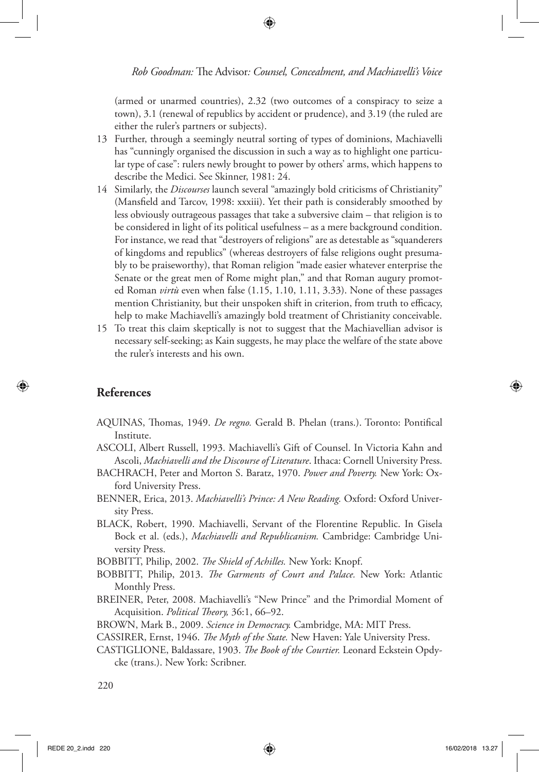(armed or unarmed countries), 2.32 (two outcomes of a conspiracy to seize a town), 3.1 (renewal of republics by accident or prudence), and 3.19 (the ruled are either the ruler's partners or subjects).

13 Further, through a seemingly neutral sorting of types of dominions, Machiavelli has "cunningly organised the discussion in such a way as to highlight one particular type of case": rulers newly brought to power by others' arms, which happens to describe the Medici. See Skinner, 1981: 24.

14 Similarly, the *Discourses* launch several "amazingly bold criticisms of Christianity" (Mansfield and Tarcov, 1998: xxxiii). Yet their path is considerably smoothed by less obviously outrageous passages that take a subversive claim – that religion is to be considered in light of its political usefulness – as a mere background condition. For instance, we read that "destroyers of religions" are as detestable as "squanderers of kingdoms and republics" (whereas destroyers of false religions ought presumably to be praiseworthy), that Roman religion "made easier whatever enterprise the Senate or the great men of Rome might plan," and that Roman augury promoted Roman *virtù* even when false (1.15, 1.10, 1.11, 3.33). None of these passages mention Christianity, but their unspoken shift in criterion, from truth to efficacy, help to make Machiavelli's amazingly bold treatment of Christianity conceivable.

15 To treat this claim skeptically is not to suggest that the Machiavellian advisor is necessary self-seeking; as Kain suggests, he may place the welfare of the state above the ruler's interests and his own.

## References

AQUINAS, Thomas, 1949. *De regno.* Gerald B. Phelan (trans.). Toronto: Pontifical Institute.

ASCOLI, Albert Russell, 1993. Machiavelli's Gift of Counsel. In Victoria Kahn and Ascoli, *Machiavelli and the Discourse of Literature*. Ithaca: Cornell University Press.

BACHRACH, Peter and Morton S. Baratz, 1970. *Power and Poverty.* New York: Oxford University Press.

BENNER, Erica, 2013. *Machiavelli's Prince: A New Reading.* Oxford: Oxford University Press.

BLACK, Robert, 1990. Machiavelli, Servant of the Florentine Republic. In Gisela Bock et al. (eds.), *Machiavelli and Republicanism.* Cambridge: Cambridge University Press.

BOBBITT, Philip, 2002. *The Shield of Achilles.* New York: Knopf.

BOBBITT, Philip, 2013. *The Garments of Court and Palace.* New York: Atlantic Monthly Press.

BREINER, Peter, 2008. Machiavelli's "New Prince" and the Primordial Moment of Acquisition. *Political Theory,* 36:1, 66–92.

BROWN, Mark B., 2009. *Science in Democracy.* Cambridge, MA: MIT Press.

CASSIRER, Ernst, 1946. *The Myth of the State.* New Haven: Yale University Press.

CASTIGLIONE, Baldassare, 1903. *The Book of the Courtier.* Leonard Eckstein Opdycke (trans.). New York: Scribner.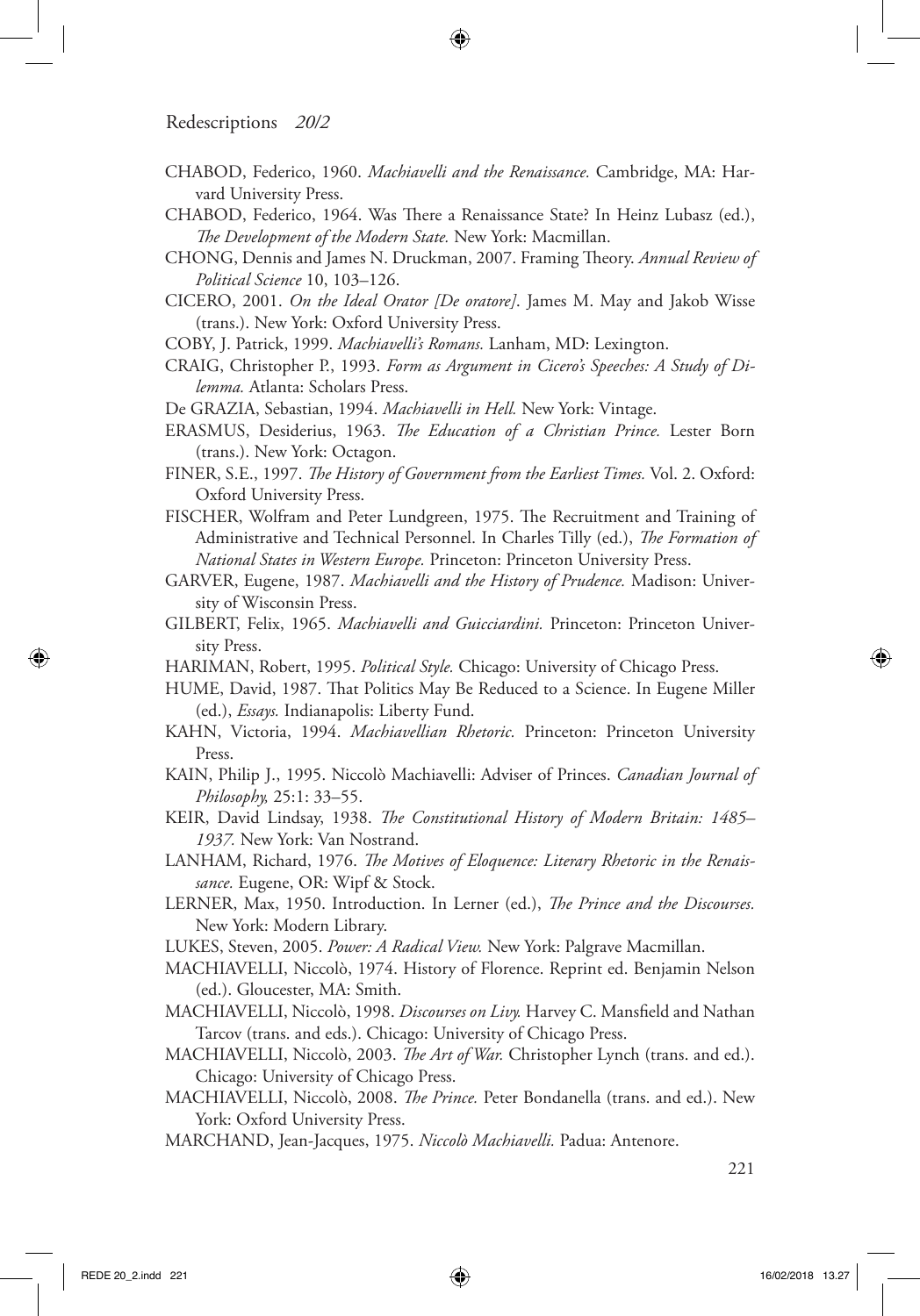CHABOD, Federico, 1960. *Machiavelli and the Renaissance.* Cambridge, MA: Harvard University Press.

CHABOD, Federico, 1964. Was There a Renaissance State? In Heinz Lubasz (ed.), *The Development of the Modern State.* New York: Macmillan.

CHONG, Dennis and James N. Druckman, 2007. Framing Theory. *Annual Review of Political Science* 10, 103–126.

CICERO, 2001. *On the Ideal Orator [De oratore]*. James M. May and Jakob Wisse (trans.). New York: Oxford University Press.

COBY, J. Patrick, 1999. *Machiavelli's Romans.* Lanham, MD: Lexington.

CRAIG, Christopher P., 1993. *Form as Argument in Cicero's Speeches: A Study of Dilemma.* Atlanta: Scholars Press.

De GRAZIA, Sebastian, 1994. *Machiavelli in Hell.* New York: Vintage.

ERASMUS, Desiderius, 1963. *The Education of a Christian Prince.* Lester Born (trans.). New York: Octagon.

FINER, S.E., 1997. *The History of Government from the Earliest Times.* Vol. 2. Oxford: Oxford University Press.

FISCHER, Wolfram and Peter Lundgreen, 1975. The Recruitment and Training of Administrative and Technical Personnel. In Charles Tilly (ed.), *The Formation of National States in Western Europe.* Princeton: Princeton University Press.

GARVER, Eugene, 1987. *Machiavelli and the History of Prudence.* Madison: University of Wisconsin Press.

GILBERT, Felix, 1965. *Machiavelli and Guicciardini.* Princeton: Princeton University Press.

HARIMAN, Robert, 1995. *Political Style.* Chicago: University of Chicago Press.

HUME, David, 1987. That Politics May Be Reduced to a Science. In Eugene Miller (ed.), *Essays.* Indianapolis: Liberty Fund.

KAHN, Victoria, 1994. *Machiavellian Rhetoric.* Princeton: Princeton University Press.

KAIN, Philip J., 1995. Niccolò Machiavelli: Adviser of Princes. *Canadian Journal of Philosophy,* 25:1: 33–55.

KEIR, David Lindsay, 1938. *The Constitutional History of Modern Britain: 1485–1937.* New York: Van Nostrand.

LANHAM, Richard, 1976. *The Motives of Eloquence: Literary Rhetoric in the Renaissance.* Eugene, OR: Wipf & Stock.

LERNER, Max, 1950. Introduction. In Lerner (ed.), *The Prince and the Discourses.* New York: Modern Library.

LUKES, Steven, 2005. *Power: A Radical View.* New York: Palgrave Macmillan.

MACHIAVELLI, Niccolò, 1974. History of Florence. Reprint ed. Benjamin Nelson (ed.). Gloucester, MA: Smith.

MACHIAVELLI, Niccolò, 1998. *Discourses on Livy.* Harvey C. Mansfield and Nathan Tarcov (trans. and eds.). Chicago: University of Chicago Press.

MACHIAVELLI, Niccolò, 2003. *The Art of War.* Christopher Lynch (trans. and ed.). Chicago: University of Chicago Press.

MACHIAVELLI, Niccolò, 2008. *The Prince.* Peter Bondanella (trans. and ed.). New York: Oxford University Press.

MARCHAND, Jean-Jacques, 1975. *Niccolò Machiavelli.* Padua: Antenore.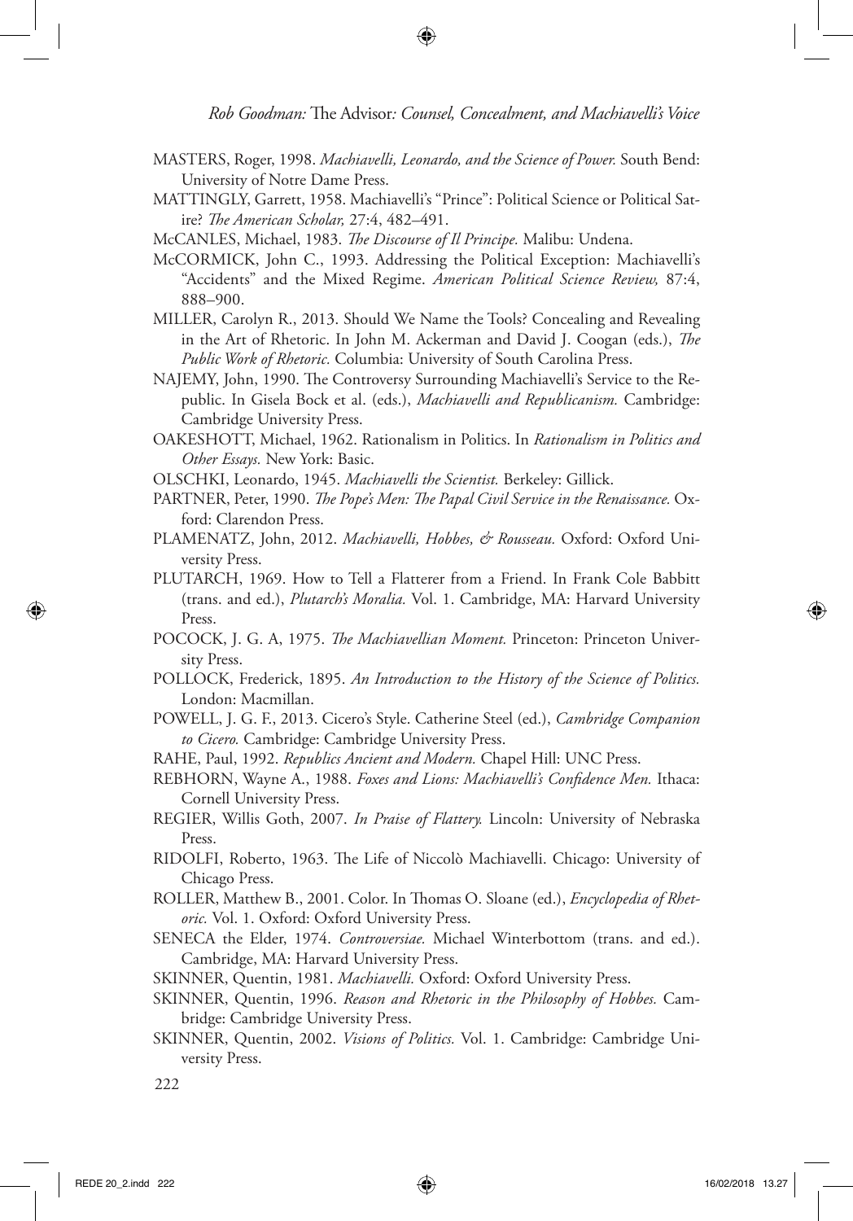MASTERS, Roger, 1998. *Machiavelli, Leonardo, and the Science of Power.* South Bend: University of Notre Dame Press.

MATTINGLY, Garrett, 1958. Machiavelli's "Prince": Political Science or Political Satire? *The American Scholar,* 27:4, 482–491.

McCANLES, Michael, 1983. *The Discourse of Il Principe.* Malibu: Undena.

McCORMICK, John C., 1993. Addressing the Political Exception: Machiavelli's "Accidents" and the Mixed Regime. *American Political Science Review,* 87:4, 888–900.

MILLER, Carolyn R., 2013. Should We Name the Tools? Concealing and Revealing in the Art of Rhetoric. In John M. Ackerman and David J. Coogan (eds.), *The Public Work of Rhetoric.* Columbia: University of South Carolina Press.

NAJEMY, John, 1990. The Controversy Surrounding Machiavelli's Service to the Republic. In Gisela Bock et al. (eds.), *Machiavelli and Republicanism.* Cambridge: Cambridge University Press.

OAKESHOTT, Michael, 1962. Rationalism in Politics. In *Rationalism in Politics and Other Essays.* New York: Basic.

OLSCHKI, Leonardo, 1945. *Machiavelli the Scientist.* Berkeley: Gillick.

PARTNER, Peter, 1990. *The Pope's Men: The Papal Civil Service in the Renaissance.* Oxford: Clarendon Press.

PLAMENATZ, John, 2012. *Machiavelli, Hobbes, & Rousseau.* Oxford: Oxford University Press.

PLUTARCH, 1969. How to Tell a Flatterer from a Friend. In Frank Cole Babbitt (trans. and ed.), *Plutarch's Moralia.* Vol. 1. Cambridge, MA: Harvard University Press.

POCOCK, J. G. A, 1975. *The Machiavellian Moment.* Princeton: Princeton University Press.

POLLOCK, Frederick, 1895. *An Introduction to the History of the Science of Politics.* London: Macmillan.

POWELL, J. G. F., 2013. Cicero's Style. Catherine Steel (ed.), *Cambridge Companion to Cicero.* Cambridge: Cambridge University Press.

RAHE, Paul, 1992. *Republics Ancient and Modern.* Chapel Hill: UNC Press.

REBHORN, Wayne A., 1988. *Foxes and Lions: Machiavelli's Confidence Men.* Ithaca: Cornell University Press.

REGIER, Willis Goth, 2007. *In Praise of Flattery.* Lincoln: University of Nebraska Press.

RIDOLFI, Roberto, 1963. The Life of Niccolò Machiavelli. Chicago: University of Chicago Press.

ROLLER, Matthew B., 2001. Color. In Thomas O. Sloane (ed.), *Encyclopedia of Rhetoric.* Vol. 1. Oxford: Oxford University Press.

SENECA the Elder, 1974. *Controversiae.* Michael Winterbottom (trans. and ed.). Cambridge, MA: Harvard University Press.

SKINNER, Quentin, 1981. *Machiavelli.* Oxford: Oxford University Press.

SKINNER, Quentin, 1996. *Reason and Rhetoric in the Philosophy of Hobbes.* Cambridge: Cambridge University Press.

SKINNER, Quentin, 2002. *Visions of Politics.* Vol. 1. Cambridge: Cambridge University Press.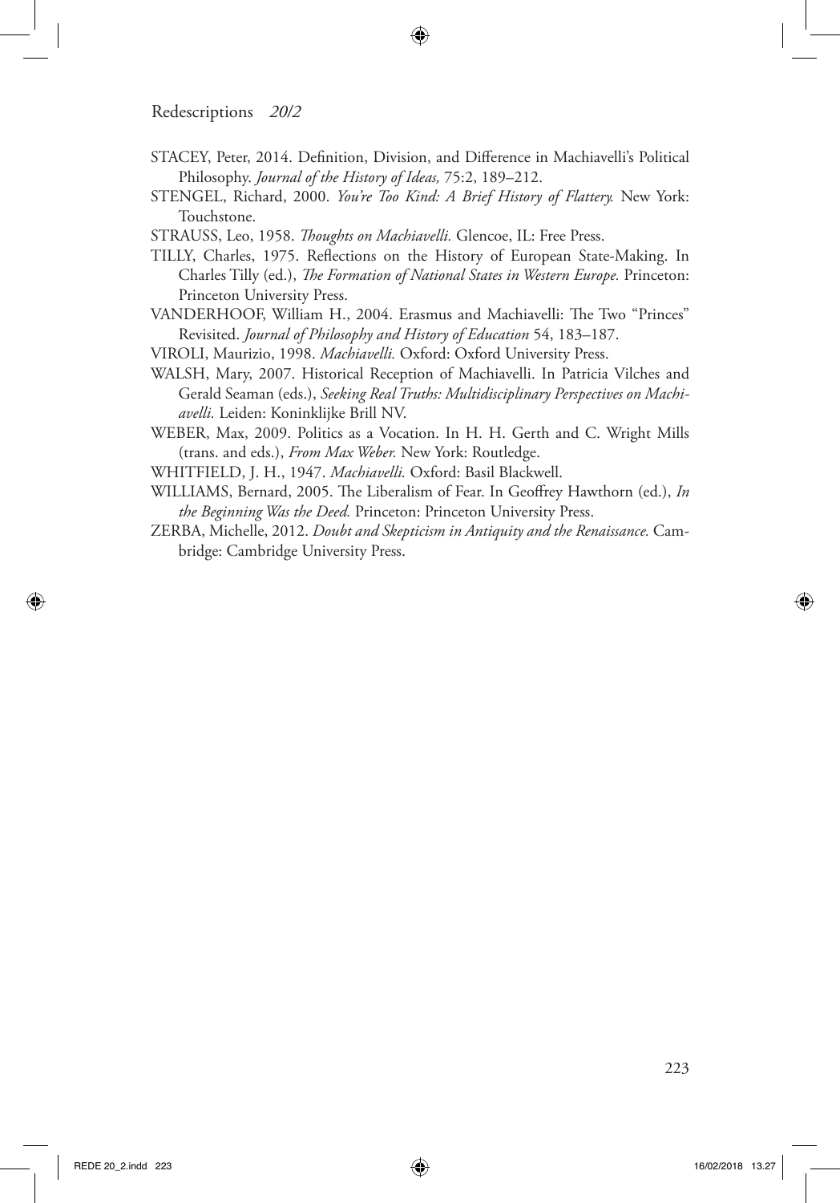STACEY, Peter, 2014. Definition, Division, and Difference in Machiavelli's Political Philosophy. *Journal of the History of Ideas,* 75:2, 189–212.

STENGEL, Richard, 2000. *You're Too Kind: A Brief History of Flattery.* New York: Touchstone.

STRAUSS, Leo, 1958. *Thoughts on Machiavelli.* Glencoe, IL: Free Press.

TILLY, Charles, 1975. Reflections on the History of European State-Making. In Charles Tilly (ed.), *The Formation of National States in Western Europe.* Princeton: Princeton University Press.

VANDERHOOF, William H., 2004. Erasmus and Machiavelli: The Two "Princes" Revisited. *Journal of Philosophy and History of Education* 54, 183–187.

VIROLI, Maurizio, 1998. *Machiavelli.* Oxford: Oxford University Press.

WALSH, Mary, 2007. Historical Reception of Machiavelli. In Patricia Vilches and Gerald Seaman (eds.), *Seeking Real Truths: Multidisciplinary Perspectives on Machiavelli.* Leiden: Koninklijke Brill NV.

WEBER, Max, 2009. Politics as a Vocation. In H. H. Gerth and C. Wright Mills (trans. and eds.), *From Max Weber.* New York: Routledge.

WHITFIELD, J. H., 1947. *Machiavelli.* Oxford: Basil Blackwell.

WILLIAMS, Bernard, 2005. The Liberalism of Fear. In Geoffrey Hawthorn (ed.), *In the Beginning Was the Deed.* Princeton: Princeton University Press.

ZERBA, Michelle, 2012. *Doubt and Skepticism in Antiquity and the Renaissance.* Cambridge: Cambridge University Press.